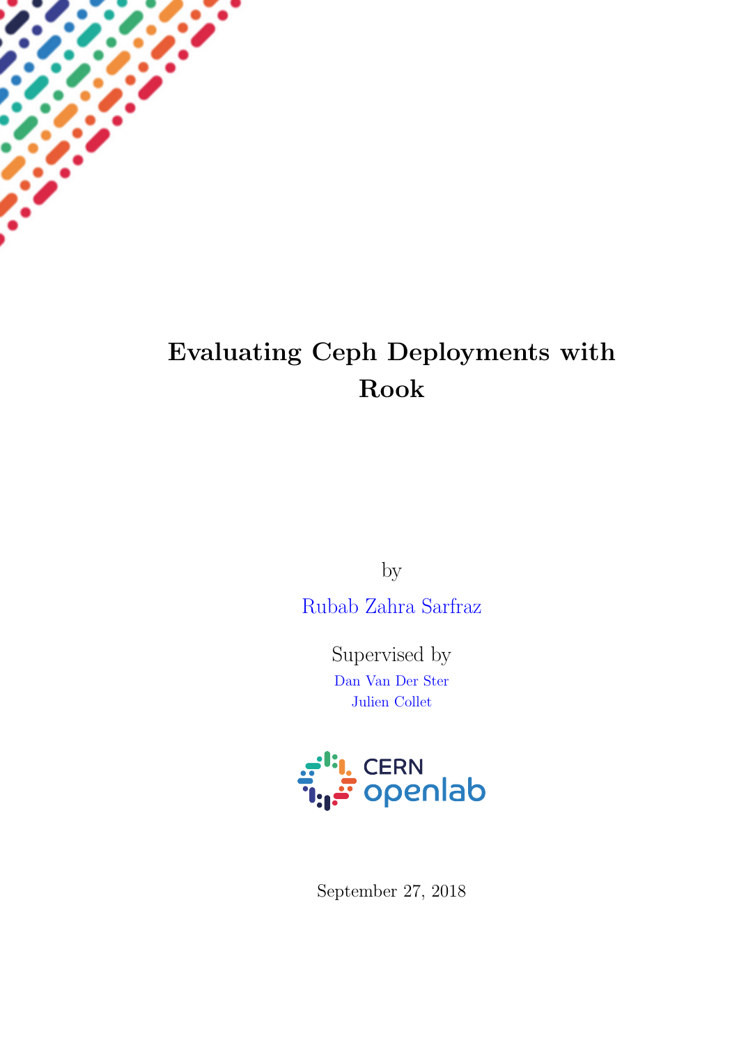# Evaluating Ceph Deployments with Rook

by

Rubab Zahra Sarfraz

Supervised by

Dan Van Der Ster

Julien Collet

CERN openlab

September 27, 2018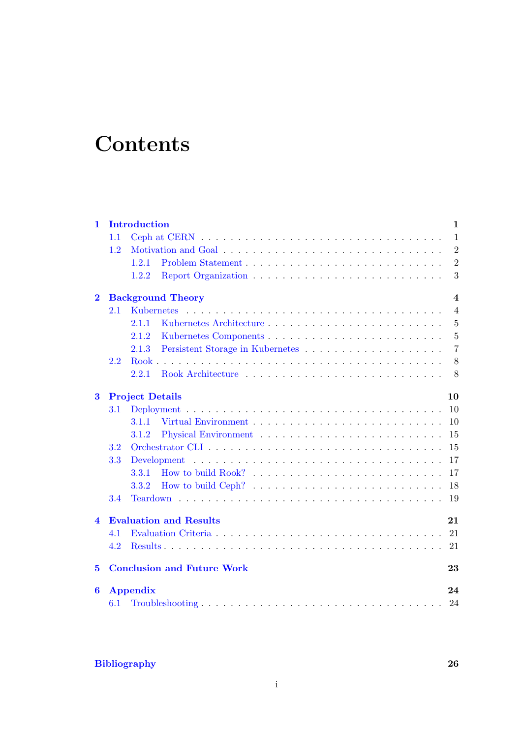# Contents

- **1 Introduction** — 1
  - 1.1 Ceph at CERN — 1
  - 1.2 Motivation and Goal — 2
    - 1.2.1 Problem Statement — 2
    - 1.2.2 Report Organization — 3
- **2 Background Theory** — 4
  - 2.1 Kubernetes — 4
    - 2.1.1 Kubernetes Architecture — 5
    - 2.1.2 Kubernetes Components — 5
    - 2.1.3 Persistent Storage in Kubernetes — 7
  - 2.2 Rook — 8
    - 2.2.1 Rook Architecture — 8
- **3 Project Details** — 10
  - 3.1 Deployment — 10
    - 3.1.1 Virtual Environment — 10
    - 3.1.2 Physical Environment — 15
  - 3.2 Orchestrator CLI — 15
  - 3.3 Development — 17
    - 3.3.1 How to build Rook? — 17
    - 3.3.2 How to build Ceph? — 18
  - 3.4 Teardown — 19
- **4 Evaluation and Results** — 21
  - 4.1 Evaluation Criteria — 21
  - 4.2 Results — 21
- **5 Conclusion and Future Work** — 23
- **6 Appendix** — 24
  - 6.1 Troubleshooting — 24

**Bibliography** — 26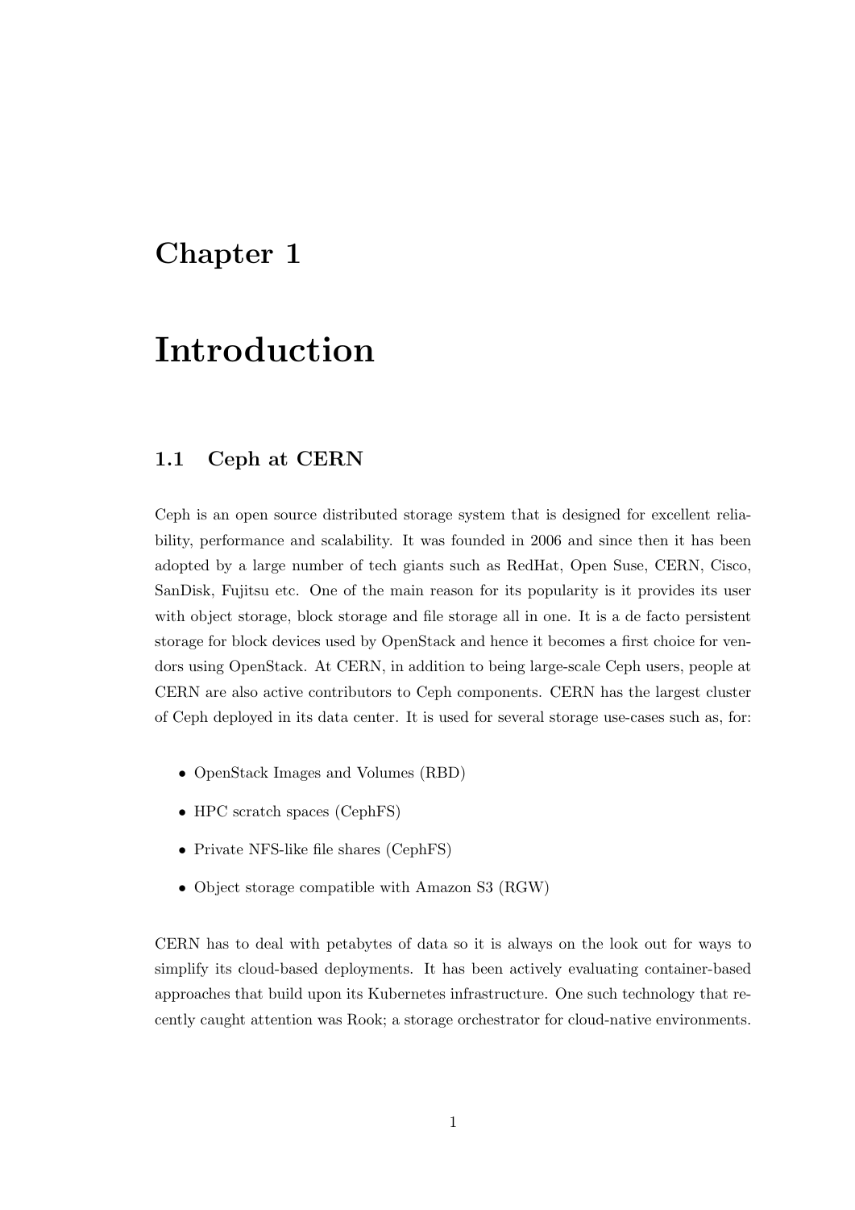# Chapter 1

# Introduction

## 1.1 Ceph at CERN

Ceph is an open source distributed storage system that is designed for excellent reliability, performance and scalability. It was founded in 2006 and since then it has been adopted by a large number of tech giants such as RedHat, Open Suse, CERN, Cisco, SanDisk, Fujitsu etc. One of the main reason for its popularity is it provides its user with object storage, block storage and file storage all in one. It is a de facto persistent storage for block devices used by OpenStack and hence it becomes a first choice for vendors using OpenStack. At CERN, in addition to being large-scale Ceph users, people at CERN are also active contributors to Ceph components. CERN has the largest cluster of Ceph deployed in its data center. It is used for several storage use-cases such as, for:

- OpenStack Images and Volumes (RBD)
- HPC scratch spaces (CephFS)
- Private NFS-like file shares (CephFS)
- Object storage compatible with Amazon S3 (RGW)

CERN has to deal with petabytes of data so it is always on the look out for ways to simplify its cloud-based deployments. It has been actively evaluating container-based approaches that build upon its Kubernetes infrastructure. One such technology that recently caught attention was Rook; a storage orchestrator for cloud-native environments.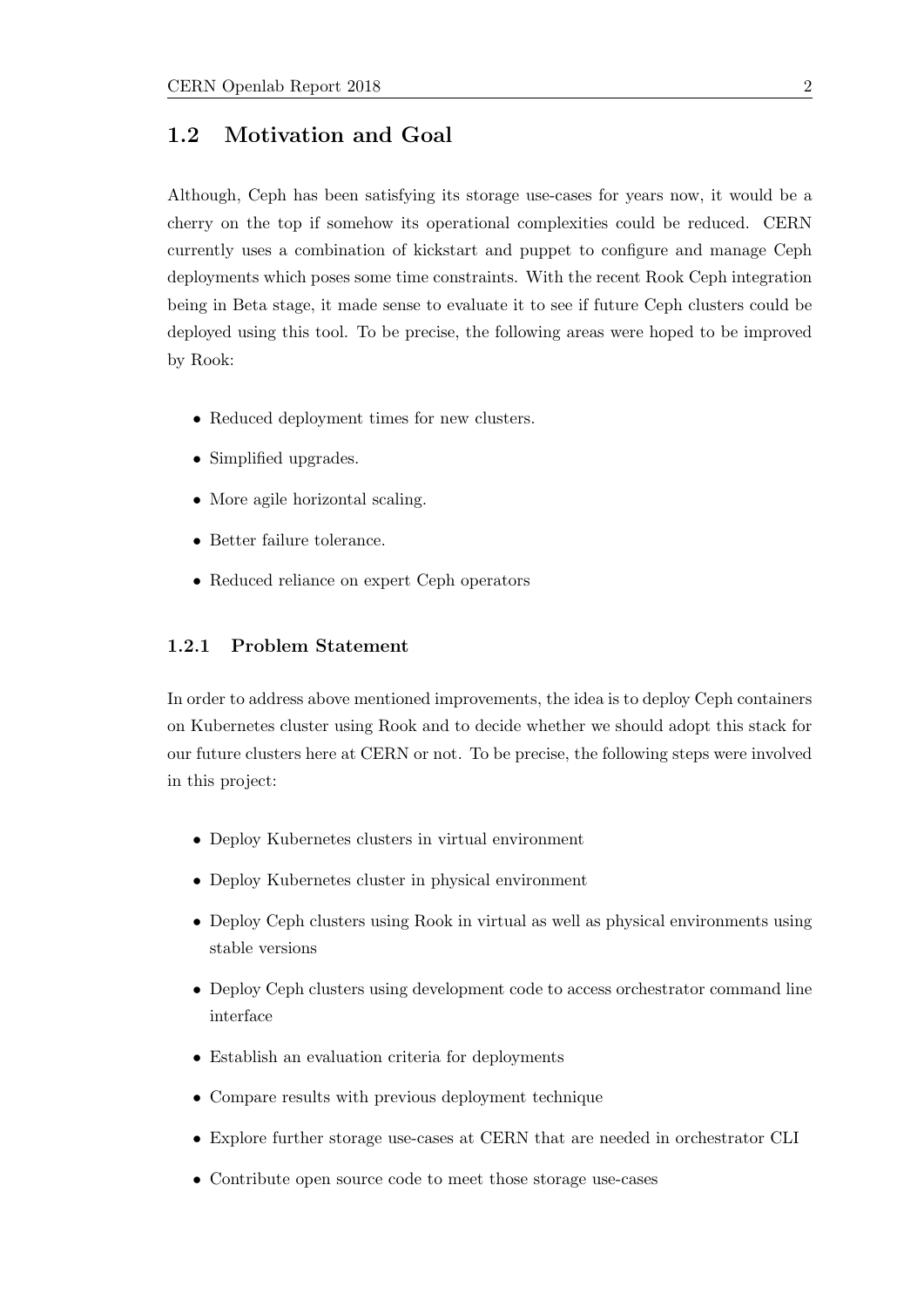## 1.2 Motivation and Goal

Although, Ceph has been satisfying its storage use-cases for years now, it would be a cherry on the top if somehow its operational complexities could be reduced. CERN currently uses a combination of kickstart and puppet to configure and manage Ceph deployments which poses some time constraints. With the recent Rook Ceph integration being in Beta stage, it made sense to evaluate it to see if future Ceph clusters could be deployed using this tool. To be precise, the following areas were hoped to be improved by Rook:

- Reduced deployment times for new clusters.
- Simplified upgrades.
- More agile horizontal scaling.
- Better failure tolerance.
- Reduced reliance on expert Ceph operators

### 1.2.1 Problem Statement

In order to address above mentioned improvements, the idea is to deploy Ceph containers on Kubernetes cluster using Rook and to decide whether we should adopt this stack for our future clusters here at CERN or not. To be precise, the following steps were involved in this project:

- Deploy Kubernetes clusters in virtual environment
- Deploy Kubernetes cluster in physical environment
- Deploy Ceph clusters using Rook in virtual as well as physical environments using stable versions
- Deploy Ceph clusters using development code to access orchestrator command line interface
- Establish an evaluation criteria for deployments
- Compare results with previous deployment technique
- Explore further storage use-cases at CERN that are needed in orchestrator CLI
- Contribute open source code to meet those storage use-cases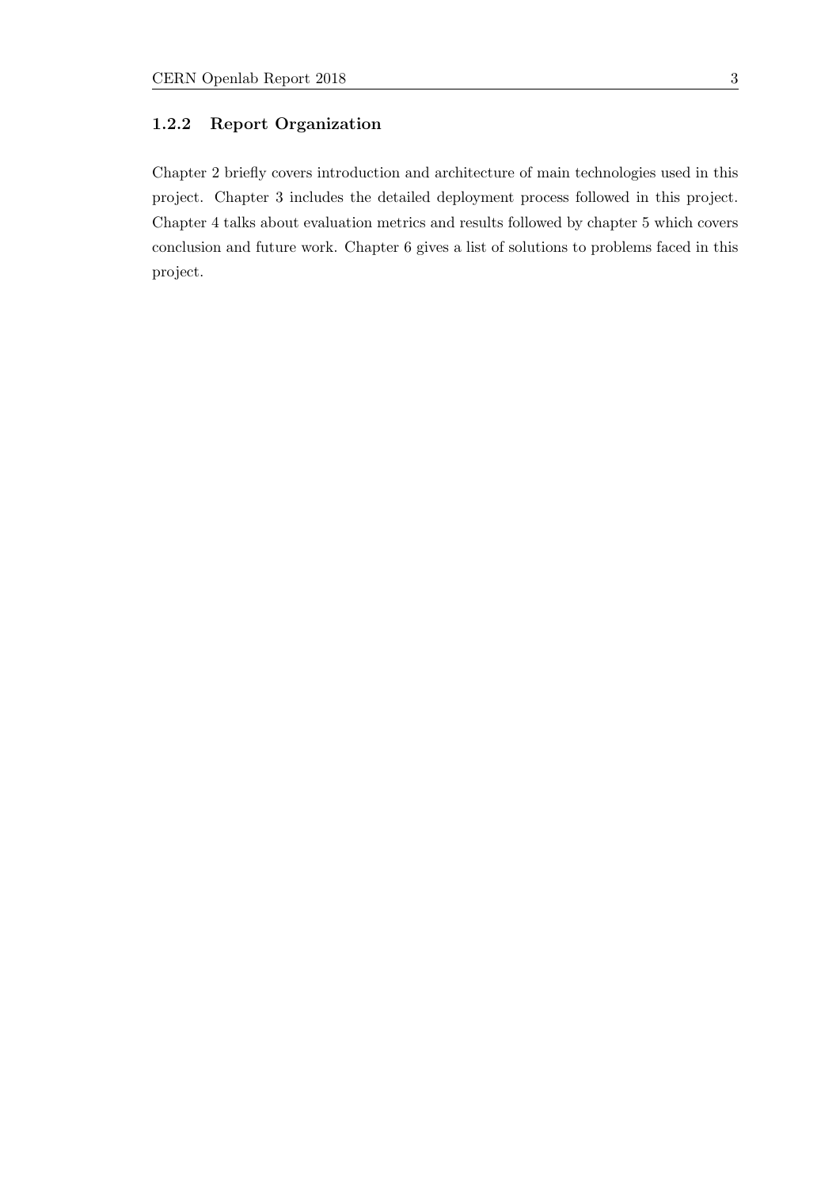### 1.2.2 Report Organization

Chapter 2 briefly covers introduction and architecture of main technologies used in this project. Chapter 3 includes the detailed deployment process followed in this project. Chapter 4 talks about evaluation metrics and results followed by chapter 5 which covers conclusion and future work. Chapter 6 gives a list of solutions to problems faced in this project.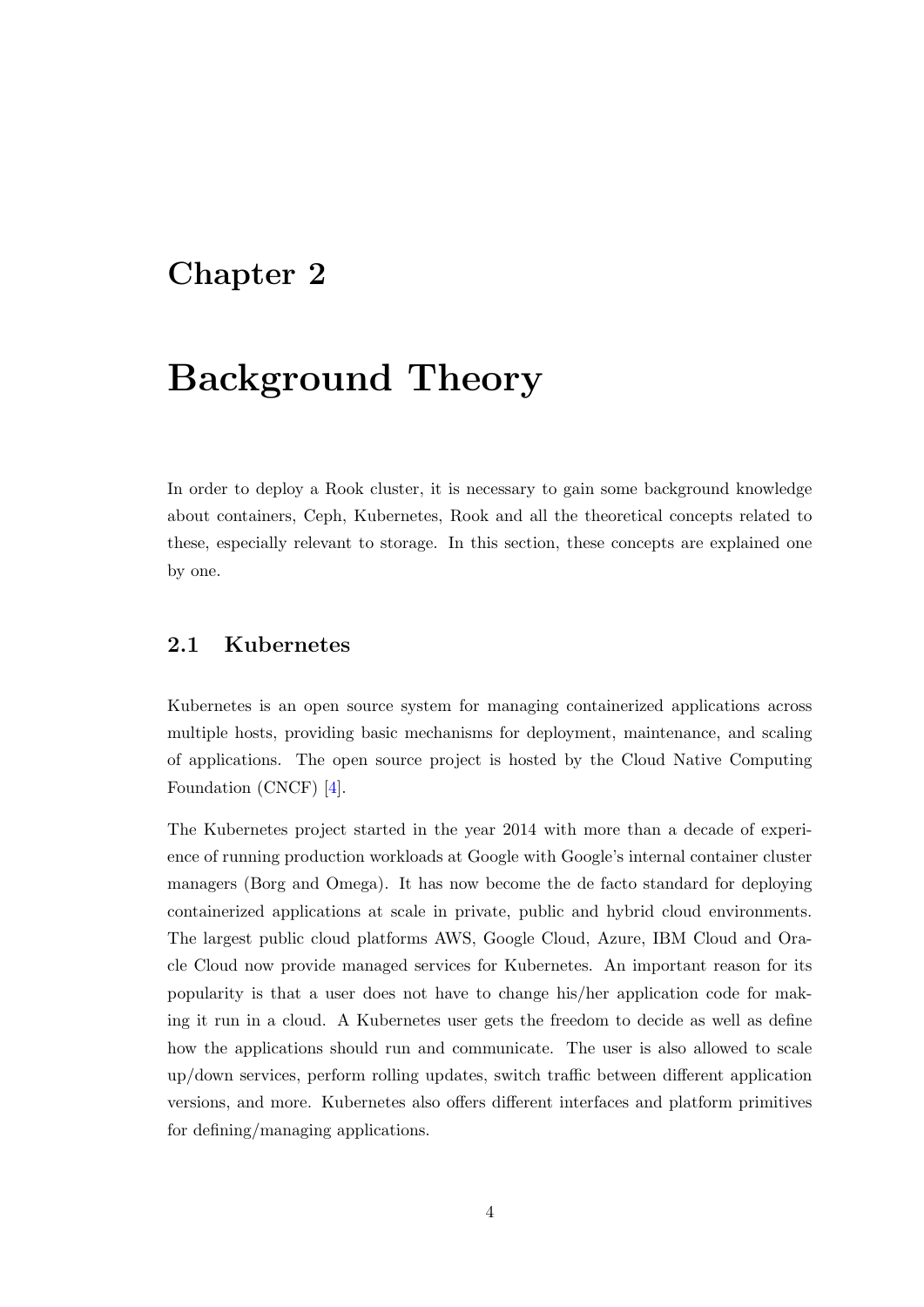# Chapter 2

# Background Theory

In order to deploy a Rook cluster, it is necessary to gain some background knowledge about containers, Ceph, Kubernetes, Rook and all the theoretical concepts related to these, especially relevant to storage. In this section, these concepts are explained one by one.

## 2.1 Kubernetes

Kubernetes is an open source system for managing containerized applications across multiple hosts, providing basic mechanisms for deployment, maintenance, and scaling of applications. The open source project is hosted by the Cloud Native Computing Foundation (CNCF) [4].

The Kubernetes project started in the year 2014 with more than a decade of experience of running production workloads at Google with Google's internal container cluster managers (Borg and Omega). It has now become the de facto standard for deploying containerized applications at scale in private, public and hybrid cloud environments. The largest public cloud platforms AWS, Google Cloud, Azure, IBM Cloud and Oracle Cloud now provide managed services for Kubernetes. An important reason for its popularity is that a user does not have to change his/her application code for making it run in a cloud. A Kubernetes user gets the freedom to decide as well as define how the applications should run and communicate. The user is also allowed to scale up/down services, perform rolling updates, switch traffic between different application versions, and more. Kubernetes also offers different interfaces and platform primitives for defining/managing applications.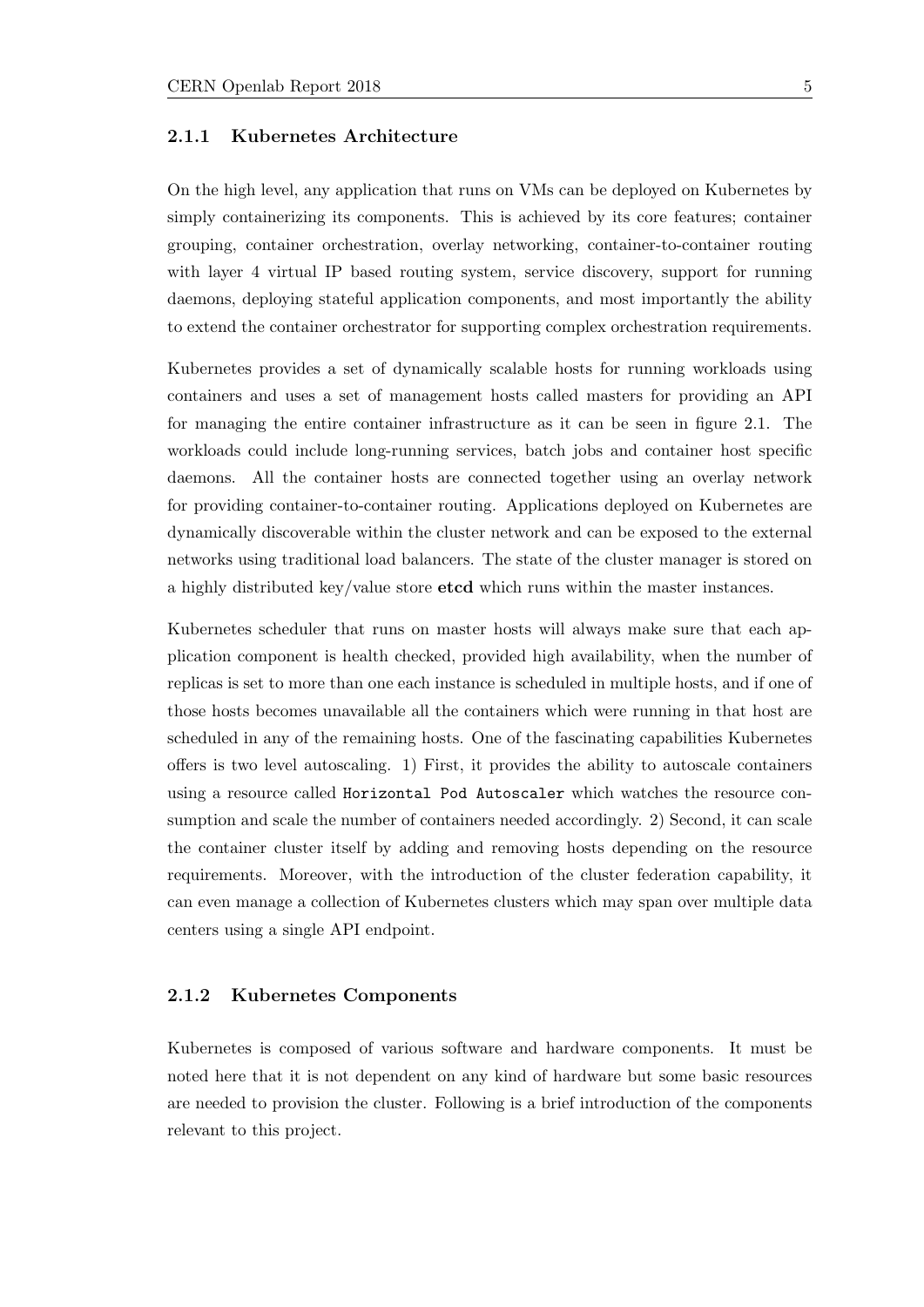### 2.1.1 Kubernetes Architecture

On the high level, any application that runs on VMs can be deployed on Kubernetes by simply containerizing its components. This is achieved by its core features; container grouping, container orchestration, overlay networking, container-to-container routing with layer 4 virtual IP based routing system, service discovery, support for running daemons, deploying stateful application components, and most importantly the ability to extend the container orchestrator for supporting complex orchestration requirements.

Kubernetes provides a set of dynamically scalable hosts for running workloads using containers and uses a set of management hosts called masters for providing an API for managing the entire container infrastructure as it can be seen in figure 2.1. The workloads could include long-running services, batch jobs and container host specific daemons. All the container hosts are connected together using an overlay network for providing container-to-container routing. Applications deployed on Kubernetes are dynamically discoverable within the cluster network and can be exposed to the external networks using traditional load balancers. The state of the cluster manager is stored on a highly distributed key/value store **etcd** which runs within the master instances.

Kubernetes scheduler that runs on master hosts will always make sure that each application component is health checked, provided high availability, when the number of replicas is set to more than one each instance is scheduled in multiple hosts, and if one of those hosts becomes unavailable all the containers which were running in that host are scheduled in any of the remaining hosts. One of the fascinating capabilities Kubernetes offers is two level autoscaling. 1) First, it provides the ability to autoscale containers using a resource called `Horizontal Pod Autoscaler` which watches the resource consumption and scale the number of containers needed accordingly. 2) Second, it can scale the container cluster itself by adding and removing hosts depending on the resource requirements. Moreover, with the introduction of the cluster federation capability, it can even manage a collection of Kubernetes clusters which may span over multiple data centers using a single API endpoint.

### 2.1.2 Kubernetes Components

Kubernetes is composed of various software and hardware components. It must be noted here that it is not dependent on any kind of hardware but some basic resources are needed to provision the cluster. Following is a brief introduction of the components relevant to this project.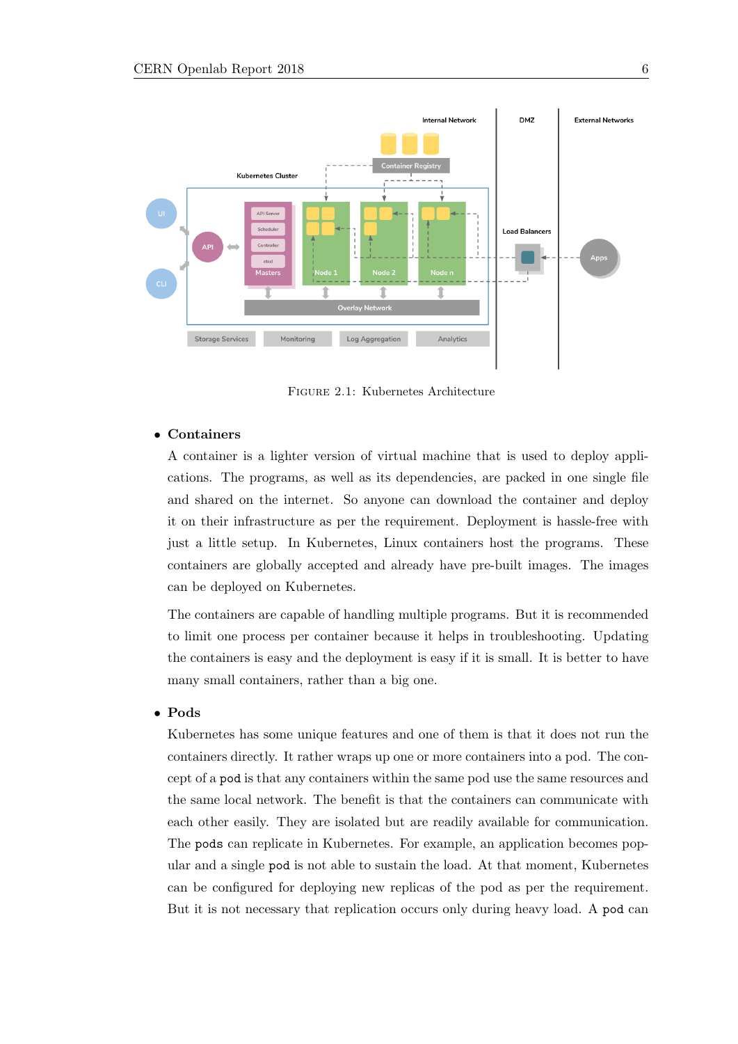FIGURE 2.1: Kubernetes Architecture

- **Containers**

  A container is a lighter version of virtual machine that is used to deploy applications. The programs, as well as its dependencies, are packed in one single file and shared on the internet. So anyone can download the container and deploy it on their infrastructure as per the requirement. Deployment is hassle-free with just a little setup. In Kubernetes, Linux containers host the programs. These containers are globally accepted and already have pre-built images. The images can be deployed on Kubernetes.

  The containers are capable of handling multiple programs. But it is recommended to limit one process per container because it helps in troubleshooting. Updating the containers is easy and the deployment is easy if it is small. It is better to have many small containers, rather than a big one.

- **Pods**

  Kubernetes has some unique features and one of them is that it does not run the containers directly. It rather wraps up one or more containers into a pod. The concept of a `pod` is that any containers within the same pod use the same resources and the same local network. The benefit is that the containers can communicate with each other easily. They are isolated but are readily available for communication. The `pods` can replicate in Kubernetes. For example, an application becomes popular and a single `pod` is not able to sustain the load. At that moment, Kubernetes can be configured for deploying new replicas of the pod as per the requirement. But it is not necessary that replication occurs only during heavy load. A `pod` can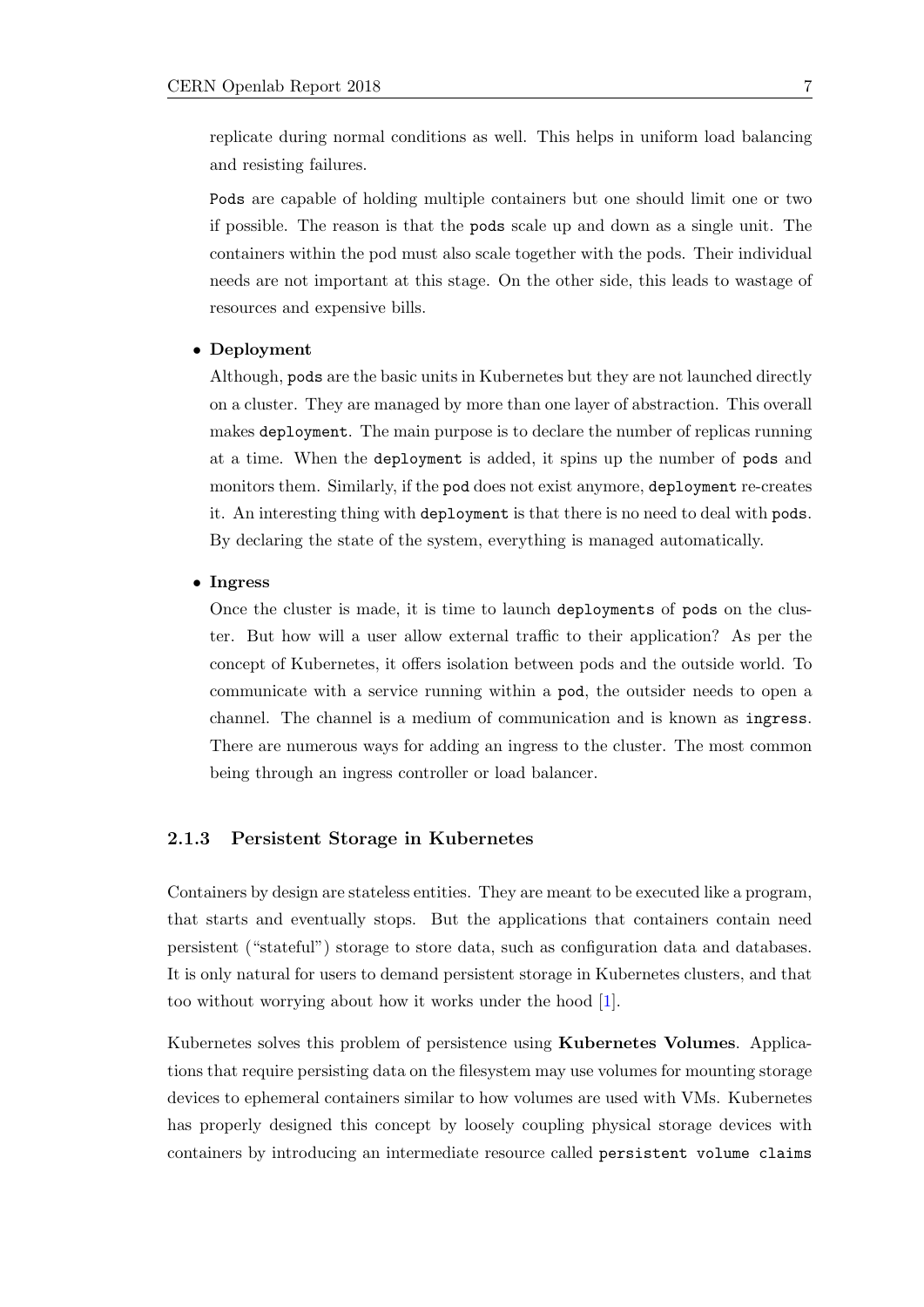replicate during normal conditions as well. This helps in uniform load balancing and resisting failures.

`Pods` are capable of holding multiple containers but one should limit one or two if possible. The reason is that the `pods` scale up and down as a single unit. The containers within the pod must also scale together with the pods. Their individual needs are not important at this stage. On the other side, this leads to wastage of resources and expensive bills.

- **Deployment**

  Although, `pods` are the basic units in Kubernetes but they are not launched directly on a cluster. They are managed by more than one layer of abstraction. This overall makes `deployment`. The main purpose is to declare the number of replicas running at a time. When the `deployment` is added, it spins up the number of `pods` and monitors them. Similarly, if the `pod` does not exist anymore, `deployment` re-creates it. An interesting thing with `deployment` is that there is no need to deal with `pods`. By declaring the state of the system, everything is managed automatically.

- **Ingress**

  Once the cluster is made, it is time to launch `deployments` of `pods` on the cluster. But how will a user allow external traffic to their application? As per the concept of Kubernetes, it offers isolation between pods and the outside world. To communicate with a service running within a `pod`, the outsider needs to open a channel. The channel is a medium of communication and is known as `ingress`. There are numerous ways for adding an ingress to the cluster. The most common being through an ingress controller or load balancer.

### 2.1.3 Persistent Storage in Kubernetes

Containers by design are stateless entities. They are meant to be executed like a program, that starts and eventually stops. But the applications that containers contain need persistent ("stateful") storage to store data, such as configuration data and databases. It is only natural for users to demand persistent storage in Kubernetes clusters, and that too without worrying about how it works under the hood [1].

Kubernetes solves this problem of persistence using **Kubernetes Volumes**. Applications that require persisting data on the filesystem may use volumes for mounting storage devices to ephemeral containers similar to how volumes are used with VMs. Kubernetes has properly designed this concept by loosely coupling physical storage devices with containers by introducing an intermediate resource called `persistent volume claims`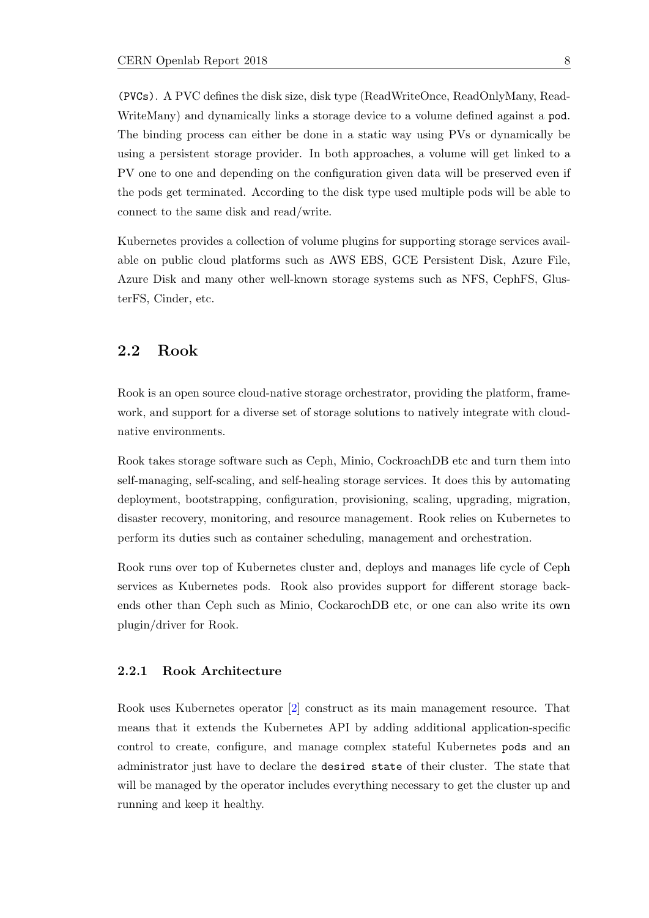(PVCs). A PVC defines the disk size, disk type (ReadWriteOnce, ReadOnlyMany, ReadWriteMany) and dynamically links a storage device to a volume defined against a `pod`. The binding process can either be done in a static way using PVs or dynamically be using a persistent storage provider. In both approaches, a volume will get linked to a PV one to one and depending on the configuration given data will be preserved even if the pods get terminated. According to the disk type used multiple pods will be able to connect to the same disk and read/write.

Kubernetes provides a collection of volume plugins for supporting storage services available on public cloud platforms such as AWS EBS, GCE Persistent Disk, Azure File, Azure Disk and many other well-known storage systems such as NFS, CephFS, GlusterFS, Cinder, etc.

## 2.2 Rook

Rook is an open source cloud-native storage orchestrator, providing the platform, framework, and support for a diverse set of storage solutions to natively integrate with cloud-native environments.

Rook takes storage software such as Ceph, Minio, CockroachDB etc and turn them into self-managing, self-scaling, and self-healing storage services. It does this by automating deployment, bootstrapping, configuration, provisioning, scaling, upgrading, migration, disaster recovery, monitoring, and resource management. Rook relies on Kubernetes to perform its duties such as container scheduling, management and orchestration.

Rook runs over top of Kubernetes cluster and, deploys and manages life cycle of Ceph services as Kubernetes pods. Rook also provides support for different storage backends other than Ceph such as Minio, CockarochDB etc, or one can also write its own plugin/driver for Rook.

### 2.2.1 Rook Architecture

Rook uses Kubernetes operator [2] construct as its main management resource. That means that it extends the Kubernetes API by adding additional application-specific control to create, configure, and manage complex stateful Kubernetes `pods` and an administrator just have to declare the `desired state` of their cluster. The state that will be managed by the operator includes everything necessary to get the cluster up and running and keep it healthy.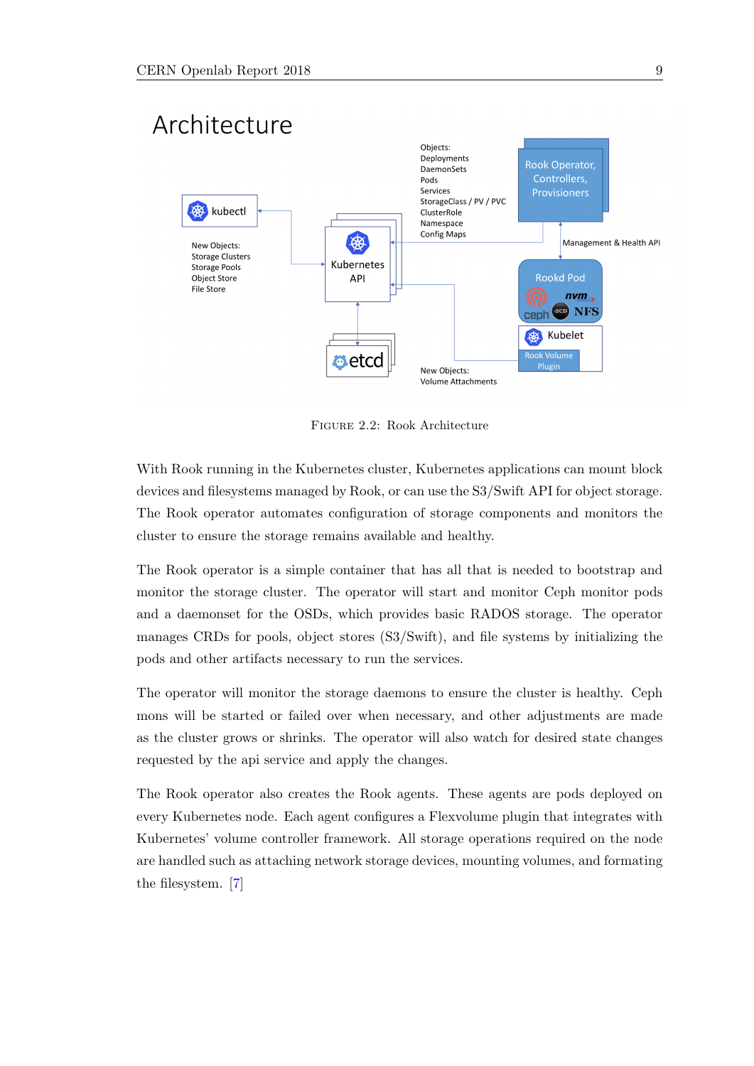FIGURE 2.2: Rook Architecture

With Rook running in the Kubernetes cluster, Kubernetes applications can mount block devices and filesystems managed by Rook, or can use the S3/Swift API for object storage. The Rook operator automates configuration of storage components and monitors the cluster to ensure the storage remains available and healthy.

The Rook operator is a simple container that has all that is needed to bootstrap and monitor the storage cluster. The operator will start and monitor Ceph monitor pods and a daemonset for the OSDs, which provides basic RADOS storage. The operator manages CRDs for pools, object stores (S3/Swift), and file systems by initializing the pods and other artifacts necessary to run the services.

The operator will monitor the storage daemons to ensure the cluster is healthy. Ceph mons will be started or failed over when necessary, and other adjustments are made as the cluster grows or shrinks. The operator will also watch for desired state changes requested by the api service and apply the changes.

The Rook operator also creates the Rook agents. These agents are pods deployed on every Kubernetes node. Each agent configures a Flexvolume plugin that integrates with Kubernetes' volume controller framework. All storage operations required on the node are handled such as attaching network storage devices, mounting volumes, and formating the filesystem. [7]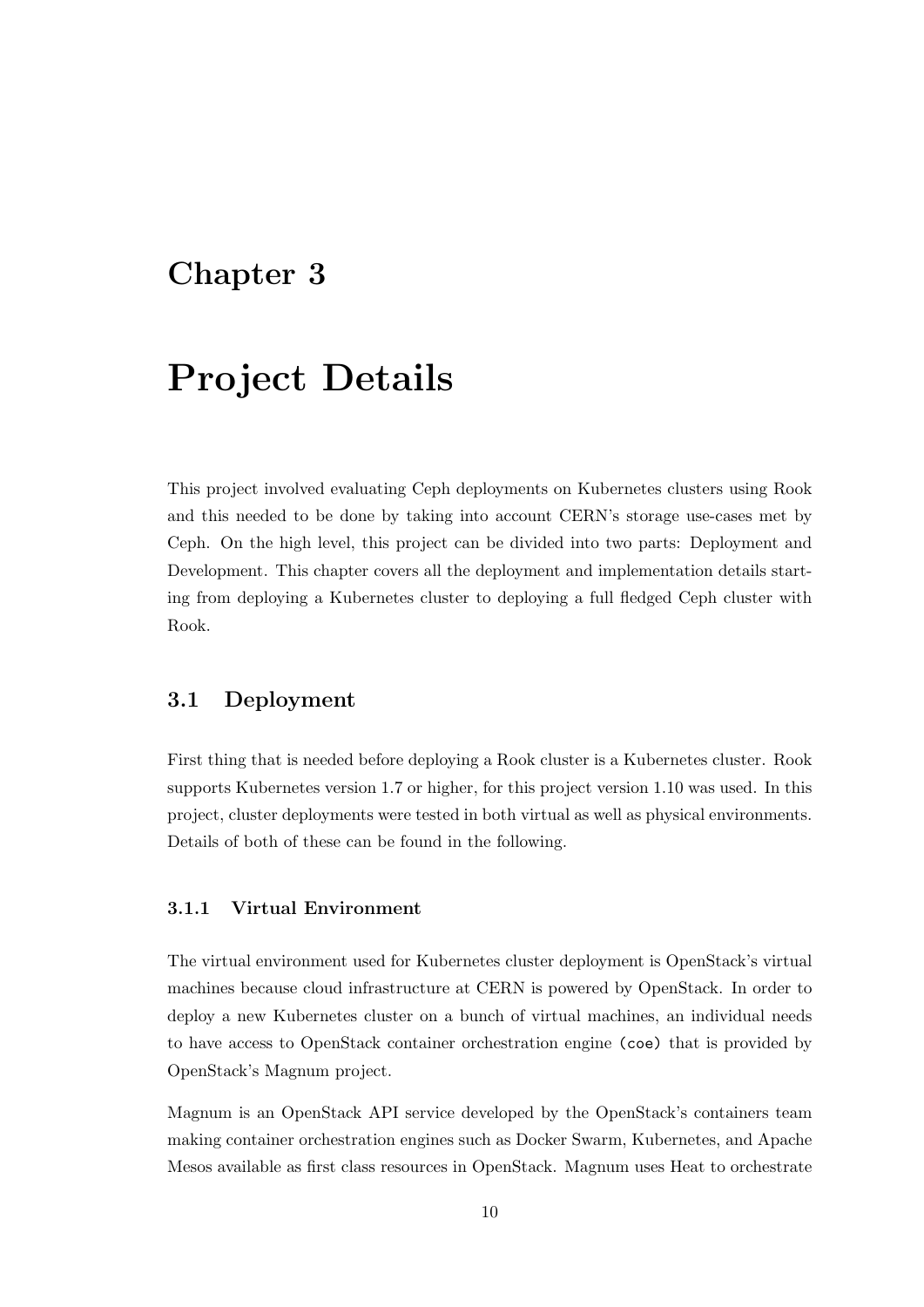# Chapter 3

# Project Details

This project involved evaluating Ceph deployments on Kubernetes clusters using Rook and this needed to be done by taking into account CERN's storage use-cases met by Ceph. On the high level, this project can be divided into two parts: Deployment and Development. This chapter covers all the deployment and implementation details starting from deploying a Kubernetes cluster to deploying a full fledged Ceph cluster with Rook.

## 3.1 Deployment

First thing that is needed before deploying a Rook cluster is a Kubernetes cluster. Rook supports Kubernetes version 1.7 or higher, for this project version 1.10 was used. In this project, cluster deployments were tested in both virtual as well as physical environments. Details of both of these can be found in the following.

### 3.1.1 Virtual Environment

The virtual environment used for Kubernetes cluster deployment is OpenStack's virtual machines because cloud infrastructure at CERN is powered by OpenStack. In order to deploy a new Kubernetes cluster on a bunch of virtual machines, an individual needs to have access to OpenStack container orchestration engine `(coe)` that is provided by OpenStack's Magnum project.

Magnum is an OpenStack API service developed by the OpenStack's containers team making container orchestration engines such as Docker Swarm, Kubernetes, and Apache Mesos available as first class resources in OpenStack. Magnum uses Heat to orchestrate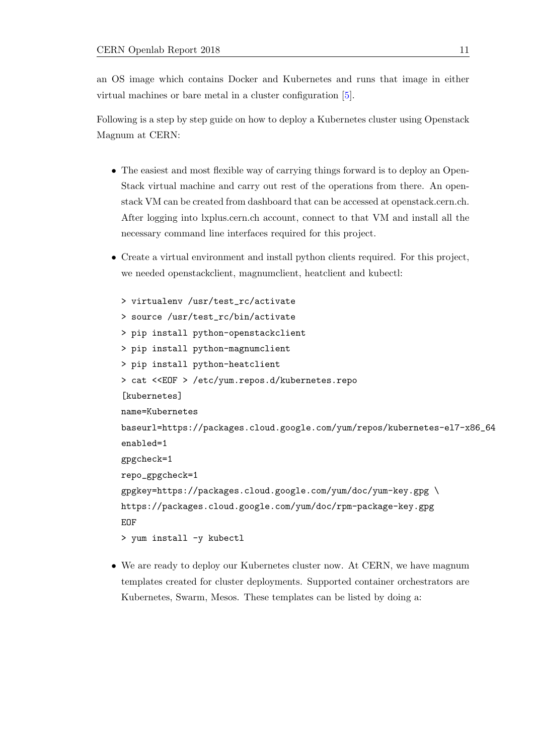an OS image which contains Docker and Kubernetes and runs that image in either virtual machines or bare metal in a cluster configuration [5].

Following is a step by step guide on how to deploy a Kubernetes cluster using Openstack Magnum at CERN:

- The easiest and most flexible way of carrying things forward is to deploy an OpenStack virtual machine and carry out rest of the operations from there. An openstack VM can be created from dashboard that can be accessed at openstack.cern.ch. After logging into lxplus.cern.ch account, connect to that VM and install all the necessary command line interfaces required for this project.

- Create a virtual environment and install python clients required. For this project, we needed openstackclient, magnumclient, heatclient and kubectl:

```
> virtualenv /usr/test_rc/activate
> source /usr/test_rc/bin/activate
> pip install python-openstackclient
> pip install python-magnumclient
> pip install python-heatclient
> cat <<EOF > /etc/yum.repos.d/kubernetes.repo
[kubernetes]
name=Kubernetes
baseurl=https://packages.cloud.google.com/yum/repos/kubernetes-el7-x86_64
enabled=1
gpgcheck=1
repo_gpgcheck=1
gpgkey=https://packages.cloud.google.com/yum/doc/yum-key.gpg \
https://packages.cloud.google.com/yum/doc/rpm-package-key.gpg
EOF
> yum install -y kubectl
```

- We are ready to deploy our Kubernetes cluster now. At CERN, we have magnum templates created for cluster deployments. Supported container orchestrators are Kubernetes, Swarm, Mesos. These templates can be listed by doing a: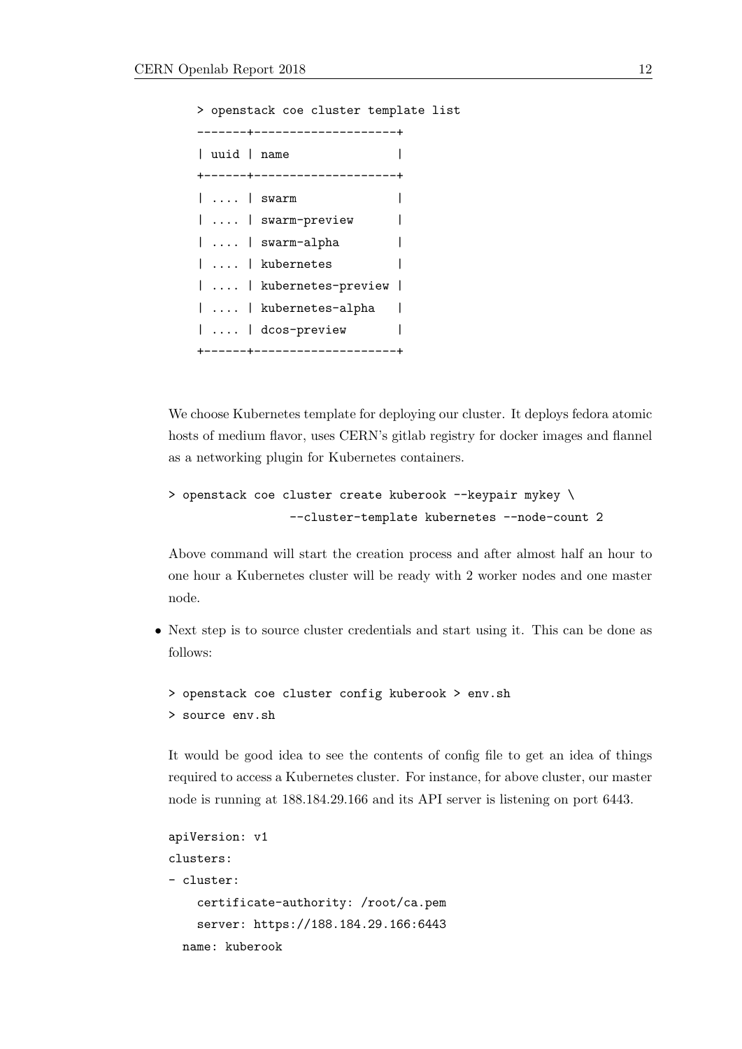```
> openstack coe cluster template list
-------+--------------------+
| uuid | name               |
+------+--------------------+
| .... | swarm              |
| .... | swarm-preview      |
| .... | swarm-alpha        |
| .... | kubernetes         |
| .... | kubernetes-preview |
| .... | kubernetes-alpha   |
| .... | dcos-preview       |
+------+--------------------+
```

We choose Kubernetes template for deploying our cluster. It deploys fedora atomic hosts of medium flavor, uses CERN's gitlab registry for docker images and flannel as a networking plugin for Kubernetes containers.

```
> openstack coe cluster create kuberook --keypair mykey \
                --cluster-template kubernetes --node-count 2
```

Above command will start the creation process and after almost half an hour to one hour a Kubernetes cluster will be ready with 2 worker nodes and one master node.

- Next step is to source cluster credentials and start using it. This can be done as follows:

```
> openstack coe cluster config kuberook > env.sh
> source env.sh
```

It would be good idea to see the contents of config file to get an idea of things required to access a Kubernetes cluster. For instance, for above cluster, our master node is running at 188.184.29.166 and its API server is listening on port 6443.

```
apiVersion: v1
clusters:
- cluster:
    certificate-authority: /root/ca.pem
    server: https://188.184.29.166:6443
  name: kuberook
```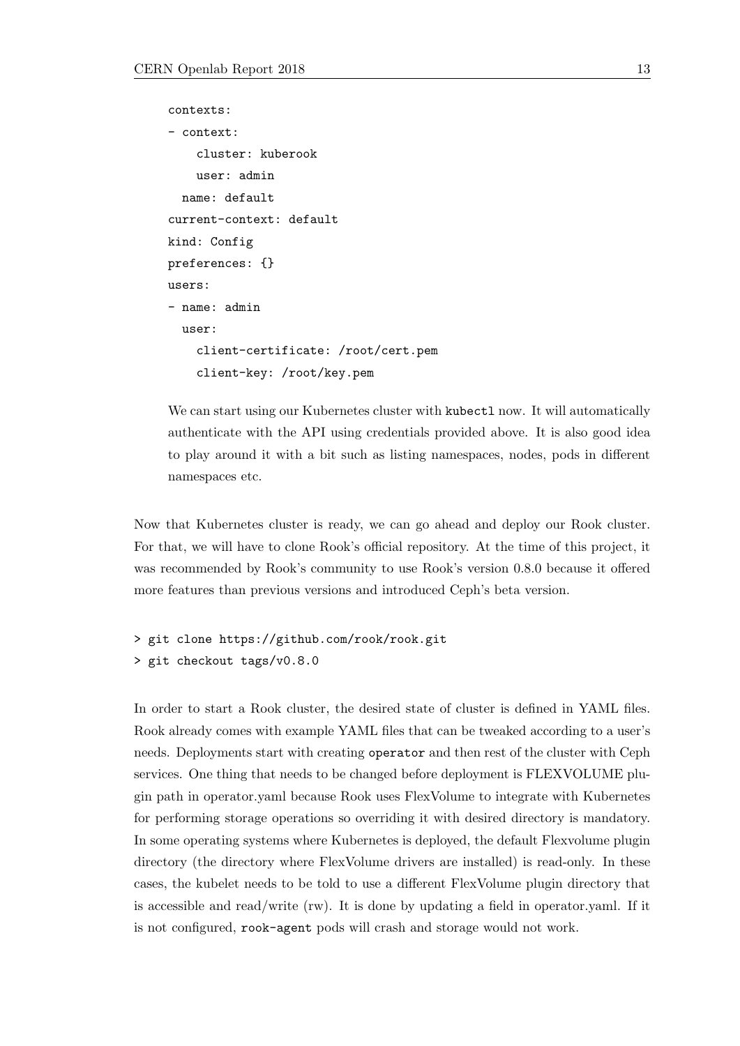```
contexts:
- context:
    cluster: kuberook
    user: admin
  name: default
current-context: default
kind: Config
preferences: {}
users:
- name: admin
  user:
    client-certificate: /root/cert.pem
    client-key: /root/key.pem
```

We can start using our Kubernetes cluster with `kubectl` now. It will automatically authenticate with the API using credentials provided above. It is also good idea to play around it with a bit such as listing namespaces, nodes, pods in different namespaces etc.

Now that Kubernetes cluster is ready, we can go ahead and deploy our Rook cluster. For that, we will have to clone Rook's official repository. At the time of this project, it was recommended by Rook's community to use Rook's version 0.8.0 because it offered more features than previous versions and introduced Ceph's beta version.

```
> git clone https://github.com/rook/rook.git
> git checkout tags/v0.8.0
```

In order to start a Rook cluster, the desired state of cluster is defined in YAML files. Rook already comes with example YAML files that can be tweaked according to a user's needs. Deployments start with creating `operator` and then rest of the cluster with Ceph services. One thing that needs to be changed before deployment is FLEXVOLUME plugin path in operator.yaml because Rook uses FlexVolume to integrate with Kubernetes for performing storage operations so overriding it with desired directory is mandatory. In some operating systems where Kubernetes is deployed, the default Flexvolume plugin directory (the directory where FlexVolume drivers are installed) is read-only. In these cases, the kubelet needs to be told to use a different FlexVolume plugin directory that is accessible and read/write (rw). It is done by updating a field in operator.yaml. If it is not configured, `rook-agent` pods will crash and storage would not work.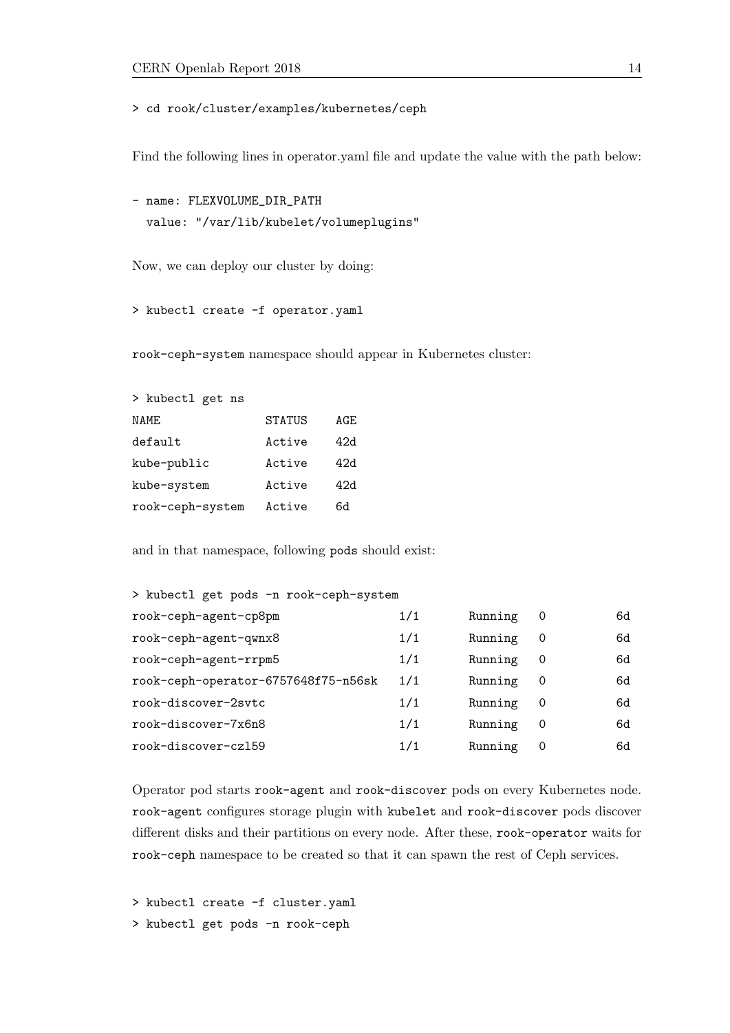```
> cd rook/cluster/examples/kubernetes/ceph
```

Find the following lines in operator.yaml file and update the value with the path below:

```
- name: FLEXVOLUME_DIR_PATH
  value: "/var/lib/kubelet/volumeplugins"
```

Now, we can deploy our cluster by doing:

```
> kubectl create -f operator.yaml
```

`rook-ceph-system` namespace should appear in Kubernetes cluster:

```
> kubectl get ns
NAME               STATUS    AGE
default            Active    42d
kube-public        Active    42d
kube-system        Active    42d
rook-ceph-system   Active    6d
```

and in that namespace, following `pods` should exist:

```
> kubectl get pods -n rook-ceph-system
rook-ceph-agent-cp8pm                  1/1     Running   0          6d
rook-ceph-agent-qwnx8                  1/1     Running   0          6d
rook-ceph-agent-rrpm5                  1/1     Running   0          6d
rook-ceph-operator-6757648f75-n56sk    1/1     Running   0          6d
rook-discover-2svtc                    1/1     Running   0          6d
rook-discover-7x6n8                    1/1     Running   0          6d
rook-discover-czl59                    1/1     Running   0          6d
```

Operator pod starts `rook-agent` and `rook-discover` pods on every Kubernetes node. `rook-agent` configures storage plugin with `kubelet` and `rook-discover` pods discover different disks and their partitions on every node. After these, `rook-operator` waits for `rook-ceph` namespace to be created so that it can spawn the rest of Ceph services.

```
> kubectl create -f cluster.yaml
> kubectl get pods -n rook-ceph
```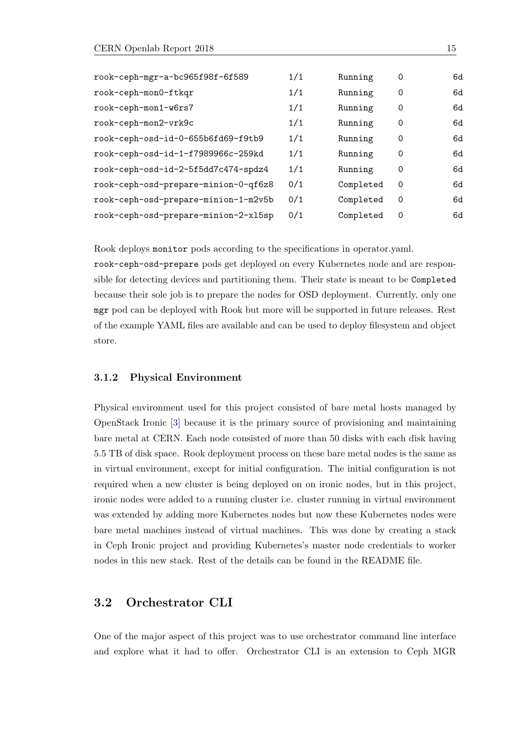```
rook-ceph-mgr-a-bc965f98f-6f589          1/1    Running     0    6d
rook-ceph-mon0-ftkqr                     1/1    Running     0    6d
rook-ceph-mon1-w6rs7                     1/1    Running     0    6d
rook-ceph-mon2-vrk9c                     1/1    Running     0    6d
rook-ceph-osd-id-0-655b6fd69-f9tb9       1/1    Running     0    6d
rook-ceph-osd-id-1-f7989966c-259kd       1/1    Running     0    6d
rook-ceph-osd-id-2-5f5dd7c474-spdz4      1/1    Running     0    6d
rook-ceph-osd-prepare-minion-0-qf6z8     0/1    Completed   0    6d
rook-ceph-osd-prepare-minion-1-m2v5b     0/1    Completed   0    6d
rook-ceph-osd-prepare-minion-2-xl5sp     0/1    Completed   0    6d
```

Rook deploys `monitor` pods according to the specifications in operator.yaml. `rook-ceph-osd-prepare` pods get deployed on every Kubernetes node and are responsible for detecting devices and partitioning them. Their state is meant to be `Completed` because their sole job is to prepare the nodes for OSD deployment. Currently, only one `mgr` pod can be deployed with Rook but more will be supported in future releases. Rest of the example YAML files are available and can be used to deploy filesystem and object store.

### 3.1.2 Physical Environment

Physical environment used for this project consisted of bare metal hosts managed by OpenStack Ironic [3] because it is the primary source of provisioning and maintaining bare metal at CERN. Each node consisted of more than 50 disks with each disk having 5.5 TB of disk space. Rook deployment process on these bare metal nodes is the same as in virtual environment, except for initial configuration. The initial configuration is not required when a new cluster is being deployed on on ironic nodes, but in this project, ironic nodes were added to a running cluster i.e. cluster running in virtual environment was extended by adding more Kubernetes nodes but now these Kubernetes nodes were bare metal machines instead of virtual machines. This was done by creating a stack in Ceph Ironic project and providing Kubernetes's master node credentials to worker nodes in this new stack. Rest of the details can be found in the README file.

## 3.2 Orchestrator CLI

One of the major aspect of this project was to use orchestrator command line interface and explore what it had to offer. Orchestrator CLI is an extension to Ceph MGR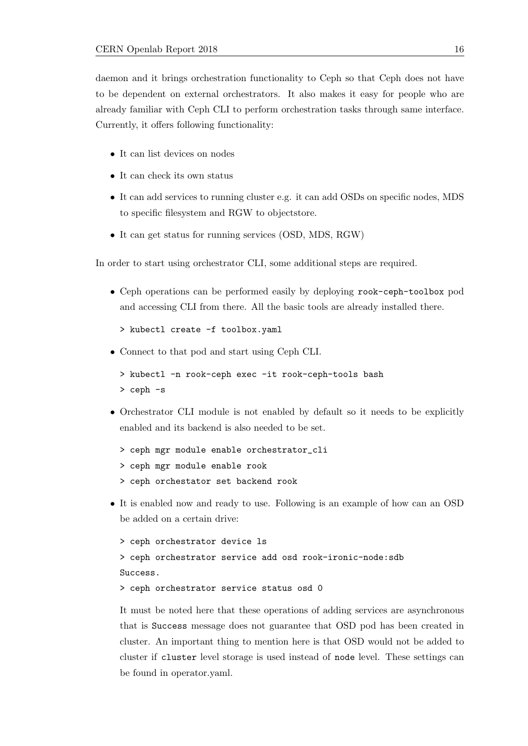daemon and it brings orchestration functionality to Ceph so that Ceph does not have to be dependent on external orchestrators. It also makes it easy for people who are already familiar with Ceph CLI to perform orchestration tasks through same interface. Currently, it offers following functionality:

- It can list devices on nodes
- It can check its own status
- It can add services to running cluster e.g. it can add OSDs on specific nodes, MDS to specific filesystem and RGW to objectstore.
- It can get status for running services (OSD, MDS, RGW)

In order to start using orchestrator CLI, some additional steps are required.

- Ceph operations can be performed easily by deploying `rook-ceph-toolbox` pod and accessing CLI from there. All the basic tools are already installed there.

  ```
  > kubectl create -f toolbox.yaml
  ```

- Connect to that pod and start using Ceph CLI.

  ```
  > kubectl -n rook-ceph exec -it rook-ceph-tools bash
  > ceph -s
  ```

- Orchestrator CLI module is not enabled by default so it needs to be explicitly enabled and its backend is also needed to be set.

  ```
  > ceph mgr module enable orchestrator_cli
  > ceph mgr module enable rook
  > ceph orchestator set backend rook
  ```

- It is enabled now and ready to use. Following is an example of how can an OSD be added on a certain drive:

  ```
  > ceph orchestrator device ls
  > ceph orchestrator service add osd rook-ironic-node:sdb
  Success.
  > ceph orchestrator service status osd 0
  ```

  It must be noted here that these operations of adding services are asynchronous that is `Success` message does not guarantee that OSD pod has been created in cluster. An important thing to mention here is that OSD would not be added to cluster if `cluster` level storage is used instead of `node` level. These settings can be found in operator.yaml.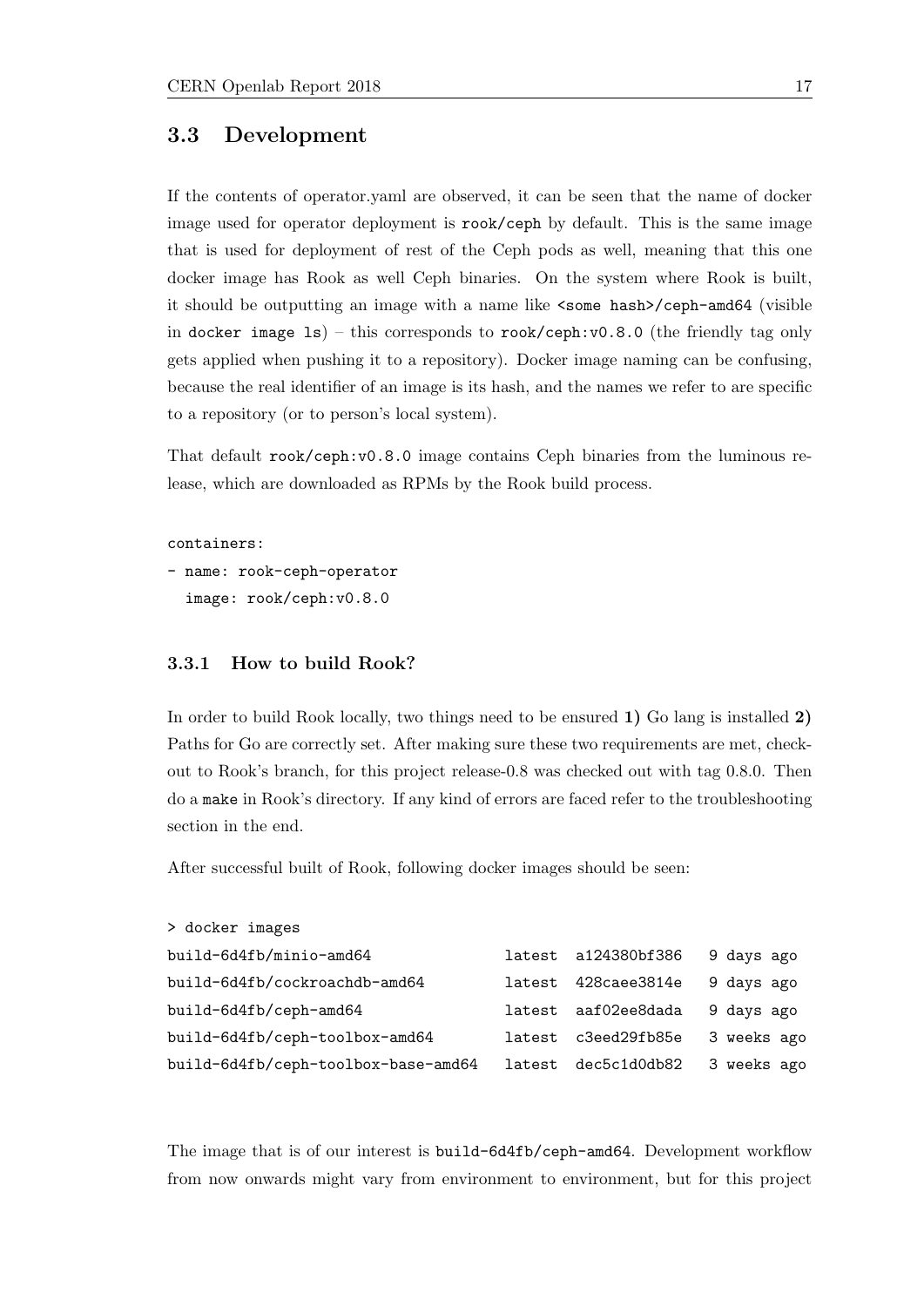## 3.3 Development

If the contents of operator.yaml are observed, it can be seen that the name of docker image used for operator deployment is `rook/ceph` by default. This is the same image that is used for deployment of rest of the Ceph pods as well, meaning that this one docker image has Rook as well Ceph binaries. On the system where Rook is built, it should be outputting an image with a name like `<some hash>/ceph-amd64` (visible in `docker image ls`) – this corresponds to `rook/ceph:v0.8.0` (the friendly tag only gets applied when pushing it to a repository). Docker image naming can be confusing, because the real identifier of an image is its hash, and the names we refer to are specific to a repository (or to person's local system).

That default `rook/ceph:v0.8.0` image contains Ceph binaries from the luminous release, which are downloaded as RPMs by the Rook build process.

```
containers:
- name: rook-ceph-operator
  image: rook/ceph:v0.8.0
```

### 3.3.1 How to build Rook?

In order to build Rook locally, two things need to be ensured **1)** Go lang is installed **2)** Paths for Go are correctly set. After making sure these two requirements are met, checkout to Rook's branch, for this project release-0.8 was checked out with tag 0.8.0. Then do a `make` in Rook's directory. If any kind of errors are faced refer to the troubleshooting section in the end.

After successful built of Rook, following docker images should be seen:

```
> docker images
build-6d4fb/minio-amd64              latest  a124380bf386  9 days ago
build-6d4fb/cockroachdb-amd64        latest  428caee3814e  9 days ago
build-6d4fb/ceph-amd64               latest  aaf02ee8dada  9 days ago
build-6d4fb/ceph-toolbox-amd64       latest  c3eed29fb85e  3 weeks ago
build-6d4fb/ceph-toolbox-base-amd64  latest  dec5c1d0db82  3 weeks ago
```

The image that is of our interest is `build-6d4fb/ceph-amd64`. Development workflow from now onwards might vary from environment to environment, but for this project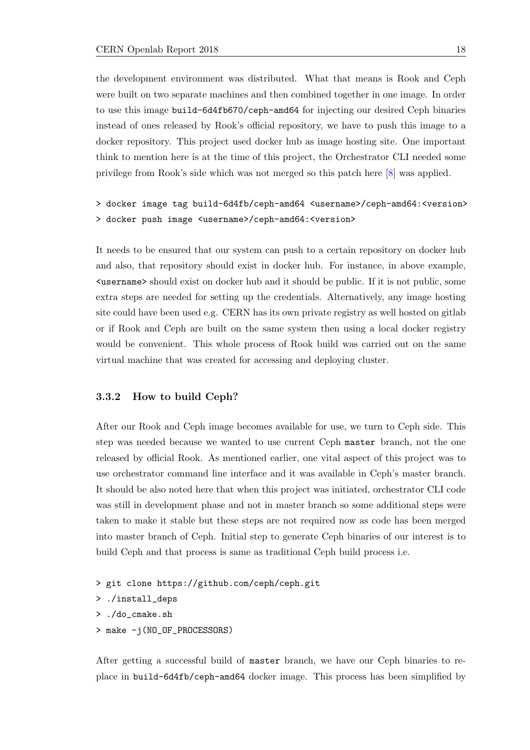the development environment was distributed. What that means is Rook and Ceph were built on two separate machines and then combined together in one image. In order to use this image `build-6d4fb670/ceph-amd64` for injecting our desired Ceph binaries instead of ones released by Rook's official repository, we have to push this image to a docker repository. This project used docker hub as image hosting site. One important think to mention here is at the time of this project, the Orchestrator CLI needed some privilege from Rook's side which was not merged so this patch here [8] was applied.

```
> docker image tag build-6d4fb/ceph-amd64 <username>/ceph-amd64:<version>
> docker push image <username>/ceph-amd64:<version>
```

It needs to be ensured that our system can push to a certain repository on docker hub and also, that repository should exist in docker hub. For instance, in above example, `<username>` should exist on docker hub and it should be public. If it is not public, some extra steps are needed for setting up the credentials. Alternatively, any image hosting site could have been used e.g. CERN has its own private registry as well hosted on gitlab or if Rook and Ceph are built on the same system then using a local docker registry would be convenient. This whole process of Rook build was carried out on the same virtual machine that was created for accessing and deploying cluster.

### 3.3.2 How to build Ceph?

After our Rook and Ceph image becomes available for use, we turn to Ceph side. This step was needed because we wanted to use current Ceph `master` branch, not the one released by official Rook. As mentioned earlier, one vital aspect of this project was to use orchestrator command line interface and it was available in Ceph's master branch. It should be also noted here that when this project was initiated, orchestrator CLI code was still in development phase and not in master branch so some additional steps were taken to make it stable but these steps are not required now as code has been merged into master branch of Ceph. Initial step to generate Ceph binaries of our interest is to build Ceph and that process is same as traditional Ceph build process i.e.

```
> git clone https://github.com/ceph/ceph.git
> ./install_deps
> ./do_cmake.sh
> make -j(NO_OF_PROCESSORS)
```

After getting a successful build of `master` branch, we have our Ceph binaries to replace in `build-6d4fb/ceph-amd64` docker image. This process has been simplified by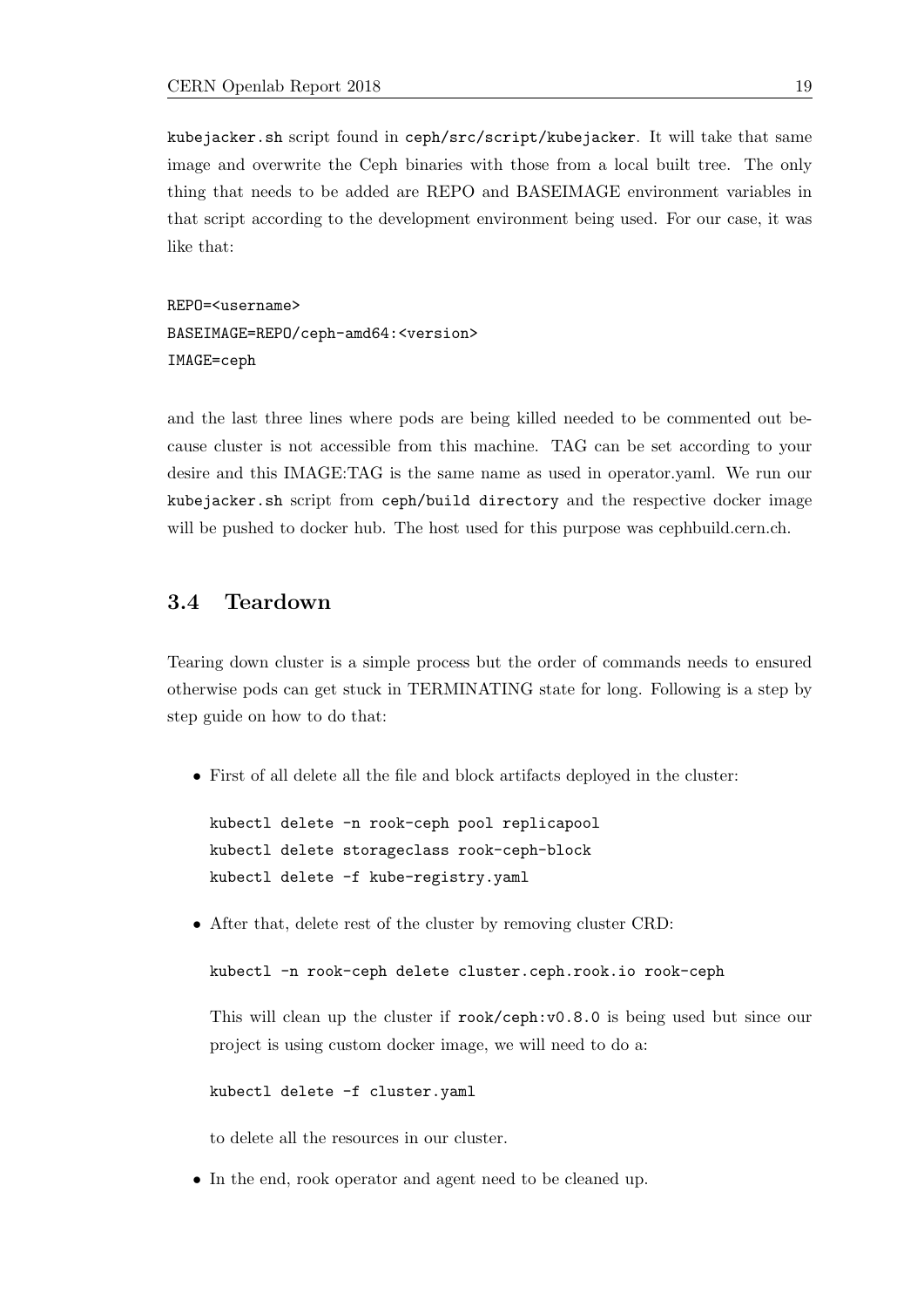`kubejacker.sh` script found in `ceph/src/script/kubejacker`. It will take that same image and overwrite the Ceph binaries with those from a local built tree. The only thing that needs to be added are REPO and BASEIMAGE environment variables in that script according to the development environment being used. For our case, it was like that:

```
REPO=<username>
BASEIMAGE=REPO/ceph-amd64:<version>
IMAGE=ceph
```

and the last three lines where pods are being killed needed to be commented out because cluster is not accessible from this machine. TAG can be set according to your desire and this IMAGE:TAG is the same name as used in operator.yaml. We run our `kubejacker.sh` script from `ceph/build directory` and the respective docker image will be pushed to docker hub. The host used for this purpose was cephbuild.cern.ch.

## 3.4 Teardown

Tearing down cluster is a simple process but the order of commands needs to ensured otherwise pods can get stuck in TERMINATING state for long. Following is a step by step guide on how to do that:

- First of all delete all the file and block artifacts deployed in the cluster:

  ```
  kubectl delete -n rook-ceph pool replicapool
  kubectl delete storageclass rook-ceph-block
  kubectl delete -f kube-registry.yaml
  ```

- After that, delete rest of the cluster by removing cluster CRD:

  ```
  kubectl -n rook-ceph delete cluster.ceph.rook.io rook-ceph
  ```

  This will clean up the cluster if `rook/ceph:v0.8.0` is being used but since our project is using custom docker image, we will need to do a:

  ```
  kubectl delete -f cluster.yaml
  ```

  to delete all the resources in our cluster.

- In the end, rook operator and agent need to be cleaned up.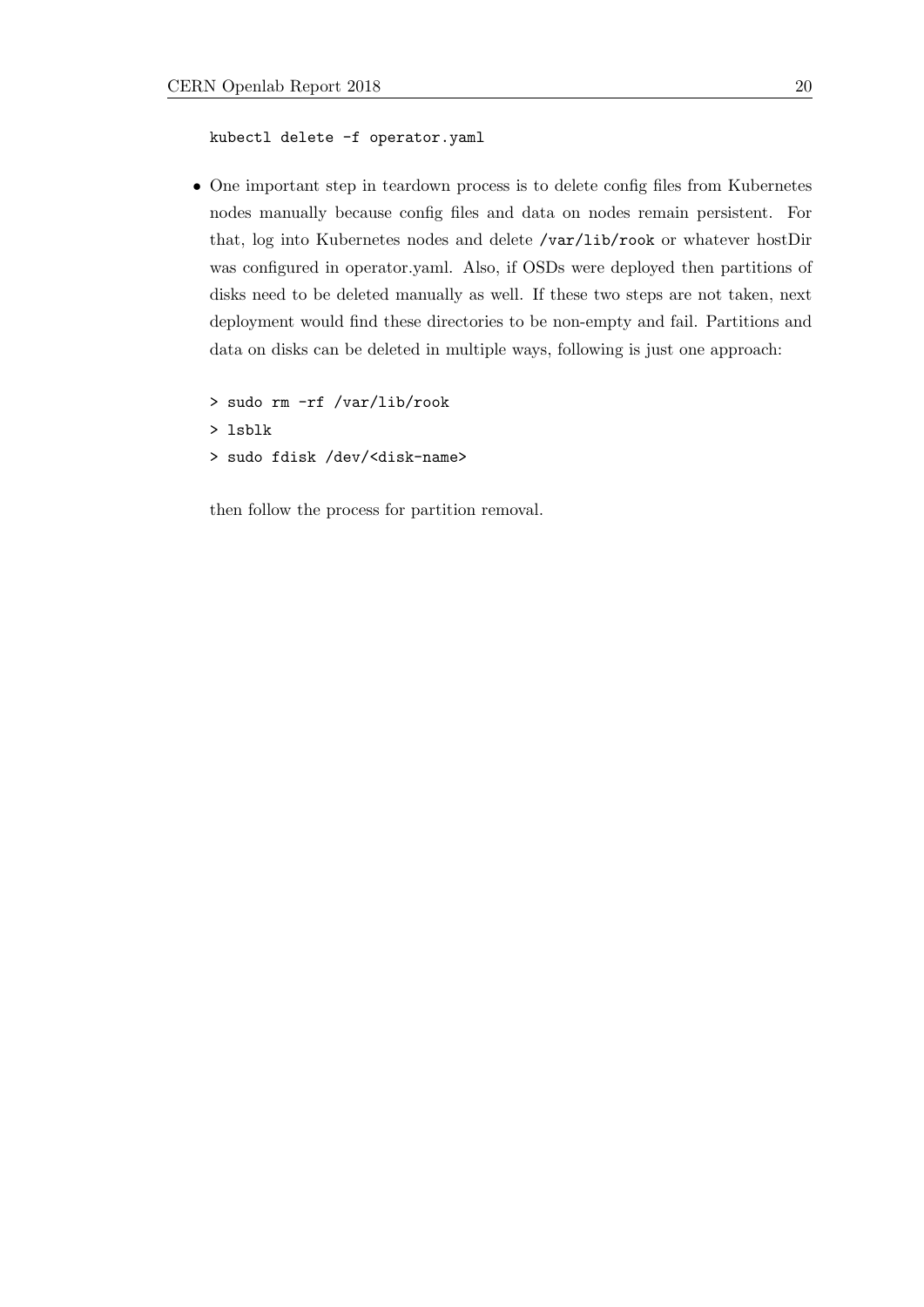```
kubectl delete -f operator.yaml
```

- One important step in teardown process is to delete config files from Kubernetes nodes manually because config files and data on nodes remain persistent. For that, log into Kubernetes nodes and delete `/var/lib/rook` or whatever hostDir was configured in operator.yaml. Also, if OSDs were deployed then partitions of disks need to be deleted manually as well. If these two steps are not taken, next deployment would find these directories to be non-empty and fail. Partitions and data on disks can be deleted in multiple ways, following is just one approach:

  ```
  > sudo rm -rf /var/lib/rook
  > lsblk
  > sudo fdisk /dev/<disk-name>
  ```

  then follow the process for partition removal.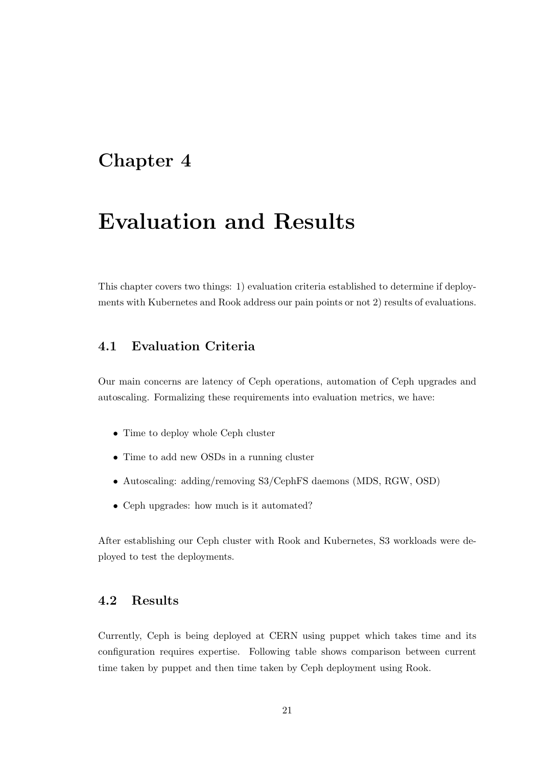# Chapter 4

# Evaluation and Results

This chapter covers two things: 1) evaluation criteria established to determine if deployments with Kubernetes and Rook address our pain points or not 2) results of evaluations.

## 4.1 Evaluation Criteria

Our main concerns are latency of Ceph operations, automation of Ceph upgrades and autoscaling. Formalizing these requirements into evaluation metrics, we have:

- Time to deploy whole Ceph cluster
- Time to add new OSDs in a running cluster
- Autoscaling: adding/removing S3/CephFS daemons (MDS, RGW, OSD)
- Ceph upgrades: how much is it automated?

After establishing our Ceph cluster with Rook and Kubernetes, S3 workloads were deployed to test the deployments.

## 4.2 Results

Currently, Ceph is being deployed at CERN using puppet which takes time and its configuration requires expertise. Following table shows comparison between current time taken by puppet and then time taken by Ceph deployment using Rook.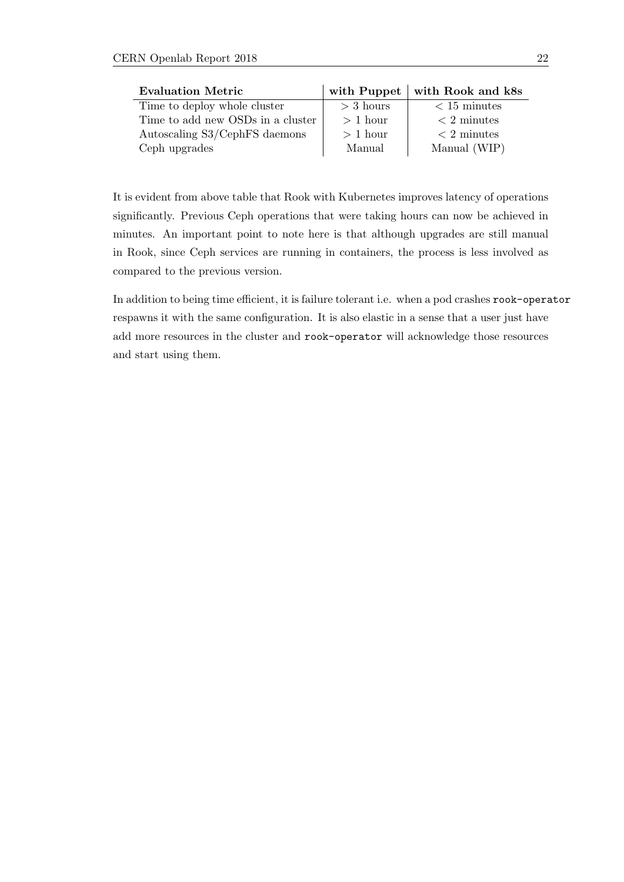| **Evaluation Metric** | **with Puppet** | **with Rook and k8s** |
|---|---|---|
| Time to deploy whole cluster | $> 3$ hours | $< 15$ minutes |
| Time to add new OSDs in a cluster | $> 1$ hour | $< 2$ minutes |
| Autoscaling S3/CephFS daemons | $> 1$ hour | $< 2$ minutes |
| Ceph upgrades | Manual | Manual (WIP) |

It is evident from above table that Rook with Kubernetes improves latency of operations significantly. Previous Ceph operations that were taking hours can now be achieved in minutes. An important point to note here is that although upgrades are still manual in Rook, since Ceph services are running in containers, the process is less involved as compared to the previous version.

In addition to being time efficient, it is failure tolerant i.e. when a pod crashes `rook-operator` respawns it with the same configuration. It is also elastic in a sense that a user just have add more resources in the cluster and `rook-operator` will acknowledge those resources and start using them.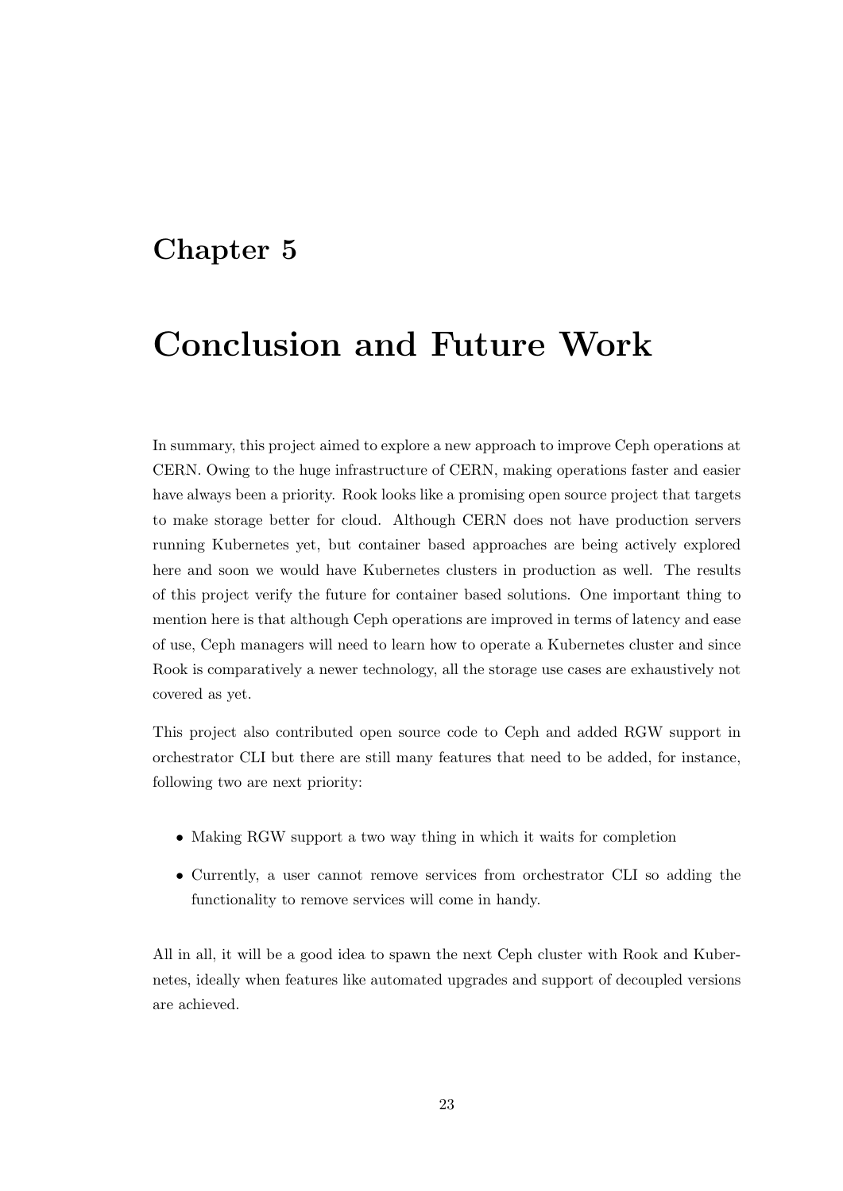# Chapter 5

# Conclusion and Future Work

In summary, this project aimed to explore a new approach to improve Ceph operations at CERN. Owing to the huge infrastructure of CERN, making operations faster and easier have always been a priority. Rook looks like a promising open source project that targets to make storage better for cloud. Although CERN does not have production servers running Kubernetes yet, but container based approaches are being actively explored here and soon we would have Kubernetes clusters in production as well. The results of this project verify the future for container based solutions. One important thing to mention here is that although Ceph operations are improved in terms of latency and ease of use, Ceph managers will need to learn how to operate a Kubernetes cluster and since Rook is comparatively a newer technology, all the storage use cases are exhaustively not covered as yet.

This project also contributed open source code to Ceph and added RGW support in orchestrator CLI but there are still many features that need to be added, for instance, following two are next priority:

- Making RGW support a two way thing in which it waits for completion
- Currently, a user cannot remove services from orchestrator CLI so adding the functionality to remove services will come in handy.

All in all, it will be a good idea to spawn the next Ceph cluster with Rook and Kubernetes, ideally when features like automated upgrades and support of decoupled versions are achieved.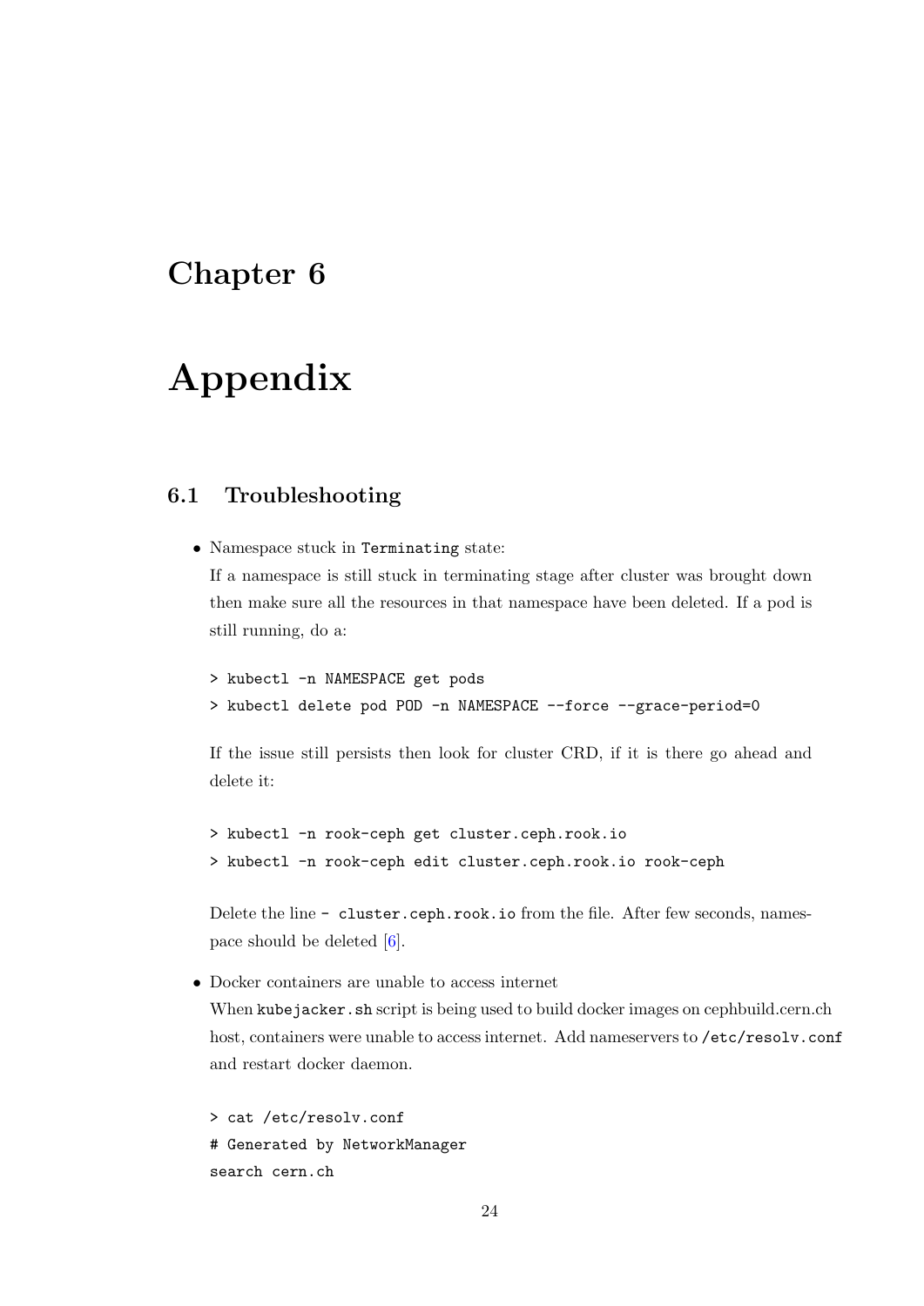# Chapter 6

# Appendix

## 6.1 Troubleshooting

- Namespace stuck in `Terminating` state:

  If a namespace is still stuck in terminating stage after cluster was brought down then make sure all the resources in that namespace have been deleted. If a pod is still running, do a:

  ```
  > kubectl -n NAMESPACE get pods
  > kubectl delete pod POD -n NAMESPACE --force --grace-period=0
  ```

  If the issue still persists then look for cluster CRD, if it is there go ahead and delete it:

  ```
  > kubectl -n rook-ceph get cluster.ceph.rook.io
  > kubectl -n rook-ceph edit cluster.ceph.rook.io rook-ceph
  ```

  Delete the line `- cluster.ceph.rook.io` from the file. After few seconds, namespace should be deleted [6].

- Docker containers are unable to access internet

  When `kubejacker.sh` script is being used to build docker images on cephbuild.cern.ch host, containers were unable to access internet. Add nameservers to `/etc/resolv.conf` and restart docker daemon.

  ```
  > cat /etc/resolv.conf
  # Generated by NetworkManager
  search cern.ch
  ```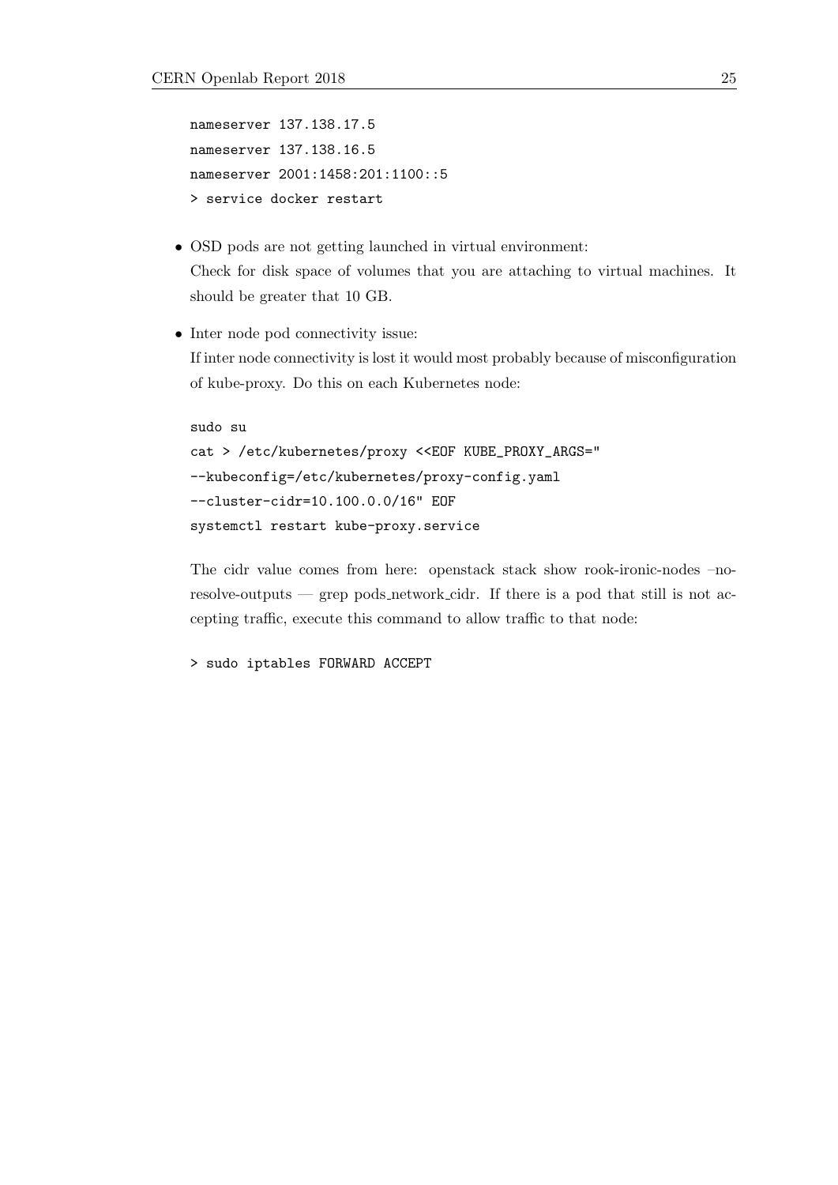```
nameserver 137.138.17.5
nameserver 137.138.16.5
nameserver 2001:1458:201:1100::5
> service docker restart
```

- OSD pods are not getting launched in virtual environment:
  Check for disk space of volumes that you are attaching to virtual machines. It should be greater that 10 GB.

- Inter node pod connectivity issue:
  If inter node connectivity is lost it would most probably because of misconfiguration of kube-proxy. Do this on each Kubernetes node:

  ```
  sudo su
  cat > /etc/kubernetes/proxy <<EOF KUBE_PROXY_ARGS="
  --kubeconfig=/etc/kubernetes/proxy-config.yaml
  --cluster-cidr=10.100.0.0/16" EOF
  systemctl restart kube-proxy.service
  ```

  The cidr value comes from here: openstack stack show rook-ironic-nodes –no-resolve-outputs — grep pods_network_cidr. If there is a pod that still is not accepting traffic, execute this command to allow traffic to that node:

  ```
  > sudo iptables FORWARD ACCEPT
  ```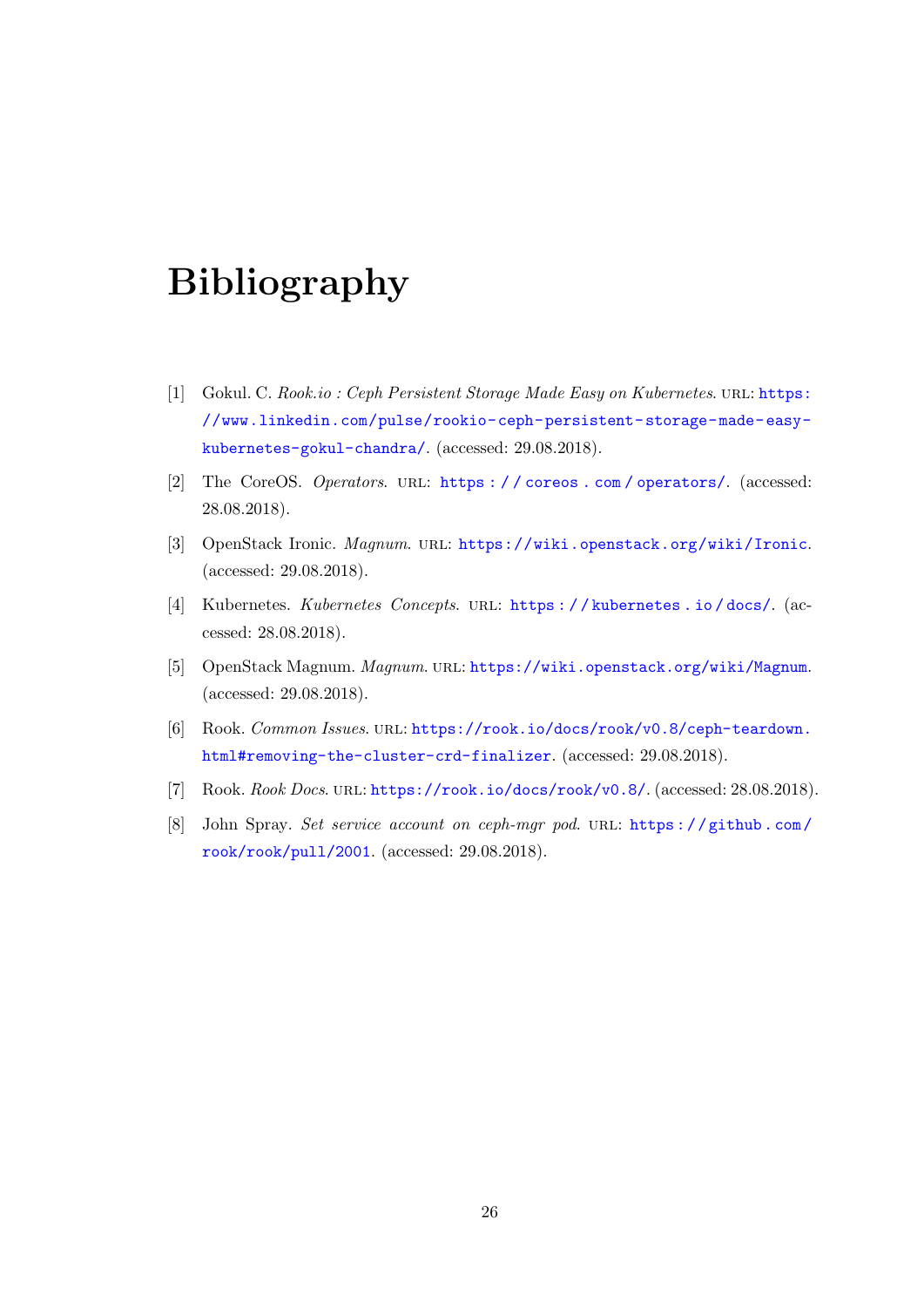# Bibliography

[1] Gokul. C. *Rook.io : Ceph Persistent Storage Made Easy on Kubernetes*. URL: https://www.linkedin.com/pulse/rookio-ceph-persistent-storage-made-easy-kubernetes-gokul-chandra/. (accessed: 29.08.2018).

[2] The CoreOS. *Operators*. URL: https://coreos.com/operators/. (accessed: 28.08.2018).

[3] OpenStack Ironic. *Magnum*. URL: https://wiki.openstack.org/wiki/Ironic. (accessed: 29.08.2018).

[4] Kubernetes. *Kubernetes Concepts*. URL: https://kubernetes.io/docs/. (accessed: 28.08.2018).

[5] OpenStack Magnum. *Magnum*. URL: https://wiki.openstack.org/wiki/Magnum. (accessed: 29.08.2018).

[6] Rook. *Common Issues*. URL: https://rook.io/docs/rook/v0.8/ceph-teardown.html#removing-the-cluster-crd-finalizer. (accessed: 29.08.2018).

[7] Rook. *Rook Docs*. URL: https://rook.io/docs/rook/v0.8/. (accessed: 28.08.2018).

[8] John Spray. *Set service account on ceph-mgr pod*. URL: https://github.com/rook/rook/pull/2001. (accessed: 29.08.2018).